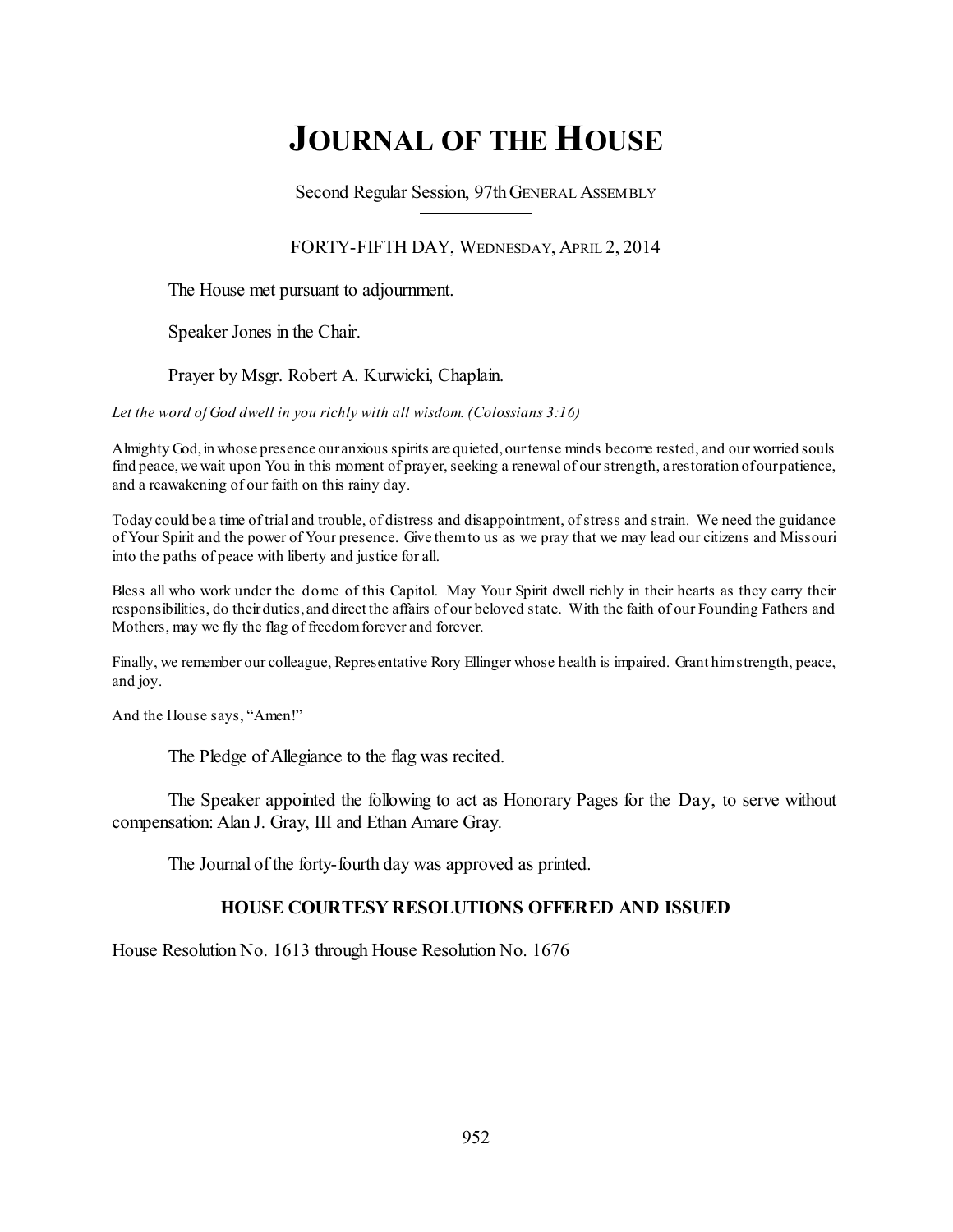# JOURNAL OF THE HOUSE

Second Regular Session, 97th GENERAL ASSEMBLY

FORTY-FIFTH DAY, WEDNESDAY, APRIL 2, 2014

The House met pursuant to adjournment.

Speaker Jones in the Chair.

Prayer by Msgr. Robert A. Kurwicki, Chaplain.

*Let the word of God dwell in you richly with all wisdom. (Colossians 3:16)*

Almighty God, in whose presence our anxious spirits are quieted, our tense minds become rested, and our worried souls find peace, we wait upon You in this moment of prayer, seeking a renewal of our strength, a restoration of our patience, and a reawakening of our faith on this rainy day.

Today could be a time of trial and trouble, of distress and disappointment, of stress and strain. We need the guidance of Your Spirit and the power of Your presence. Give them to us as we pray that we may lead our citizens and Missouri into the paths of peace with liberty and justice for all.

Bless all who work under the dome of this Capitol. May Your Spirit dwell richly in their hearts as they carry their responsibilities, do their duties, and direct the affairs of our beloved state. With the faith of our Founding Fathers and Mothers, may we fly the flag of freedom forever and forever.

Finally, we remember our colleague, Representative Rory Ellinger whose health is impaired. Grant him strength, peace, and joy.

And the House says, "Amen!"

The Pledge of Allegiance to the flag was recited.

The Speaker appointed the following to act as Honorary Pages for the Day, to serve without compensation: Alan J. Gray, III and Ethan Amare Gray.

The Journal of the forty-fourth day was approved as printed.

## HOUSE COURTESY RESOLUTIONS OFFERED AND ISSUED

House Resolution No. 1613 through House Resolution No. 1676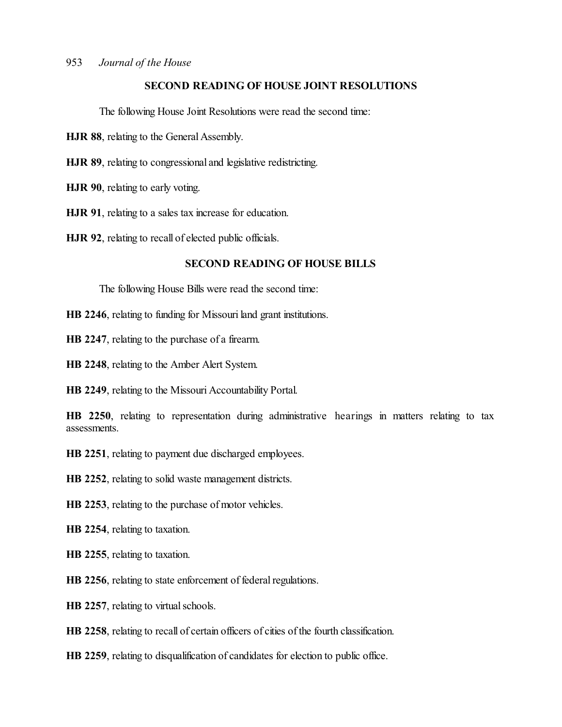## SECOND READING OF HOUSE JOINT RESOLUTIONS

The following House Joint Resolutions were read the second time:

**HJR 88**, relating to the General Assembly.

**HJR 89**, relating to congressional and legislative redistricting.

**HJR 90**, relating to early voting.

**HJR 91**, relating to a sales tax increase for education.

**HJR 92**, relating to recall of elected public officials.

## SECOND READING OF HOUSE BILLS

The following House Bills were read the second time:

**HB 2246**, relating to funding for Missouri land grant institutions.

**HB 2247**, relating to the purchase of a firearm.

**HB 2248**, relating to the Amber Alert System.

**HB 2249**, relating to the Missouri Accountability Portal.

**HB 2250**, relating to representation during administrative hearings in matters relating to tax assessments.

**HB 2251**, relating to payment due discharged employees.

**HB 2252**, relating to solid waste management districts.

**HB 2253**, relating to the purchase of motor vehicles.

**HB 2254**, relating to taxation.

**HB 2255**, relating to taxation.

**HB 2256**, relating to state enforcement of federal regulations.

**HB 2257**, relating to virtual schools.

**HB 2258**, relating to recall of certain officers of cities of the fourth classification.

**HB 2259**, relating to disqualification of candidates for election to public office.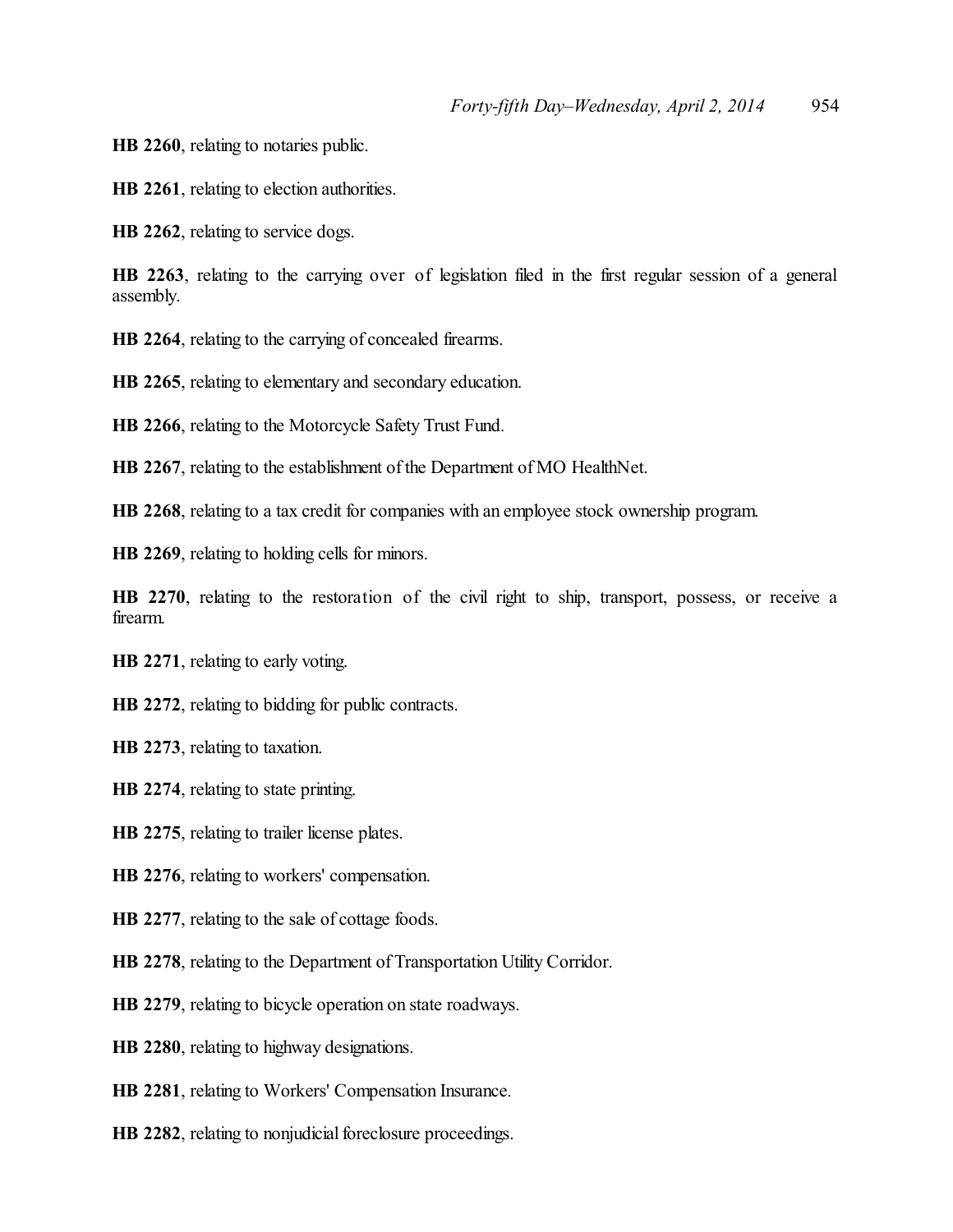**HB 2260**, relating to notaries public.

**HB 2261**, relating to election authorities.

**HB 2262**, relating to service dogs.

**HB 2263**, relating to the carrying over of legislation filed in the first regular session of a general assembly.

**HB 2264**, relating to the carrying of concealed firearms.

**HB 2265**, relating to elementary and secondary education.

**HB 2266**, relating to the Motorcycle Safety Trust Fund.

**HB 2267**, relating to the establishment of the Department of MO HealthNet.

**HB 2268**, relating to a tax credit for companies with an employee stock ownership program.

**HB 2269**, relating to holding cells for minors.

**HB 2270**, relating to the restoration of the civil right to ship, transport, possess, or receive a firearm.

**HB 2271**, relating to early voting.

**HB 2272**, relating to bidding for public contracts.

**HB 2273**, relating to taxation.

**HB 2274**, relating to state printing.

**HB 2275**, relating to trailer license plates.

**HB 2276**, relating to workers' compensation.

**HB 2277**, relating to the sale of cottage foods.

**HB 2278**, relating to the Department of Transportation Utility Corridor.

**HB 2279**, relating to bicycle operation on state roadways.

**HB 2280**, relating to highway designations.

**HB 2281**, relating to Workers' Compensation Insurance.

**HB 2282**, relating to nonjudicial foreclosure proceedings.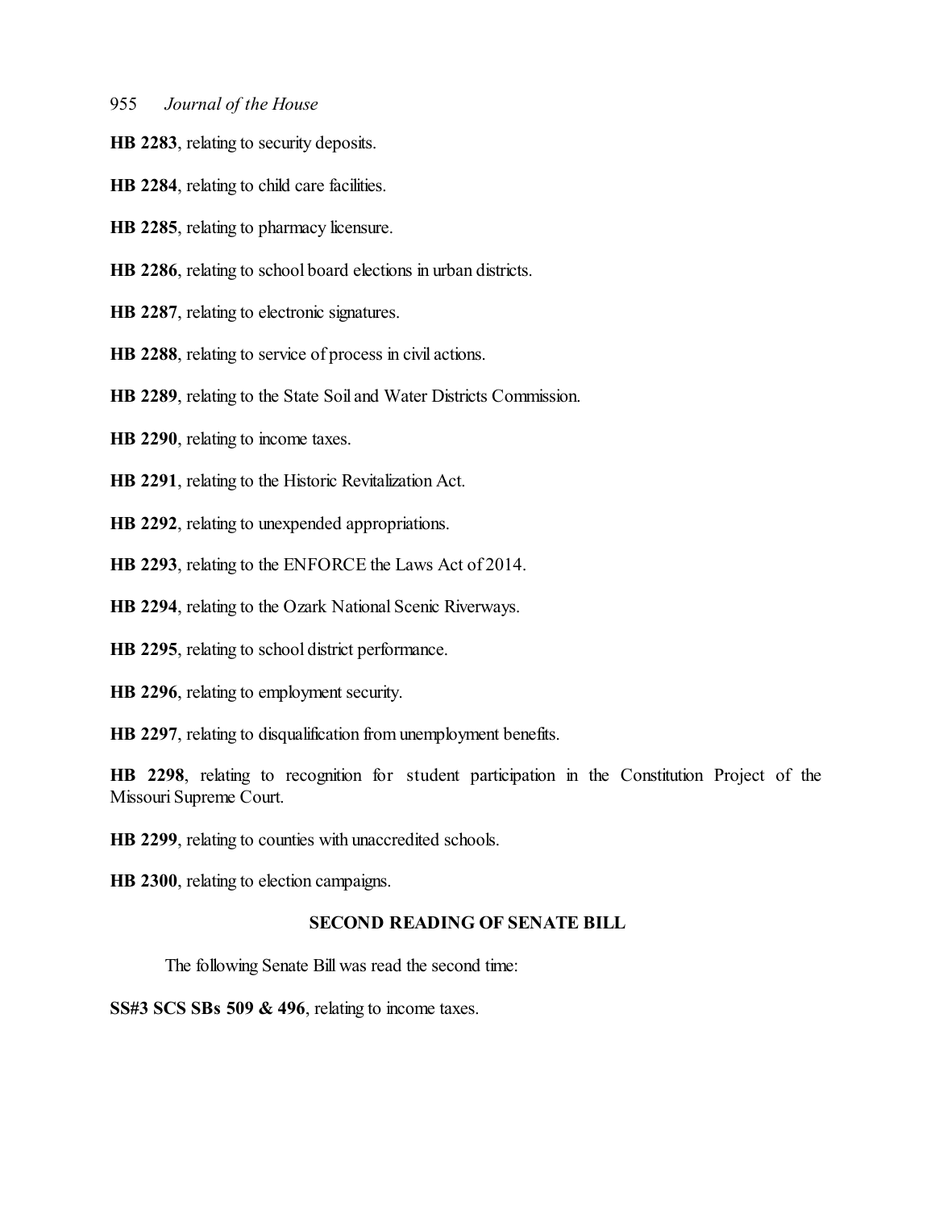**HB 2283**, relating to security deposits.

**HB 2284**, relating to child care facilities.

**HB 2285**, relating to pharmacy licensure.

**HB 2286**, relating to school board elections in urban districts.

**HB 2287**, relating to electronic signatures.

**HB 2288**, relating to service of process in civil actions.

**HB 2289**, relating to the State Soil and Water Districts Commission.

**HB 2290**, relating to income taxes.

**HB 2291**, relating to the Historic Revitalization Act.

**HB 2292**, relating to unexpended appropriations.

**HB 2293**, relating to the ENFORCE the Laws Act of 2014.

**HB 2294**, relating to the Ozark National Scenic Riverways.

**HB 2295**, relating to school district performance.

**HB 2296**, relating to employment security.

**HB 2297**, relating to disqualification from unemployment benefits.

**HB 2298**, relating to recognition for student participation in the Constitution Project of the Missouri Supreme Court.

**HB 2299**, relating to counties with unaccredited schools.

**HB 2300**, relating to election campaigns.

## SECOND READING OF SENATE BILL

The following Senate Bill was read the second time:

**SS#3 SCS SBs 509 & 496**, relating to income taxes.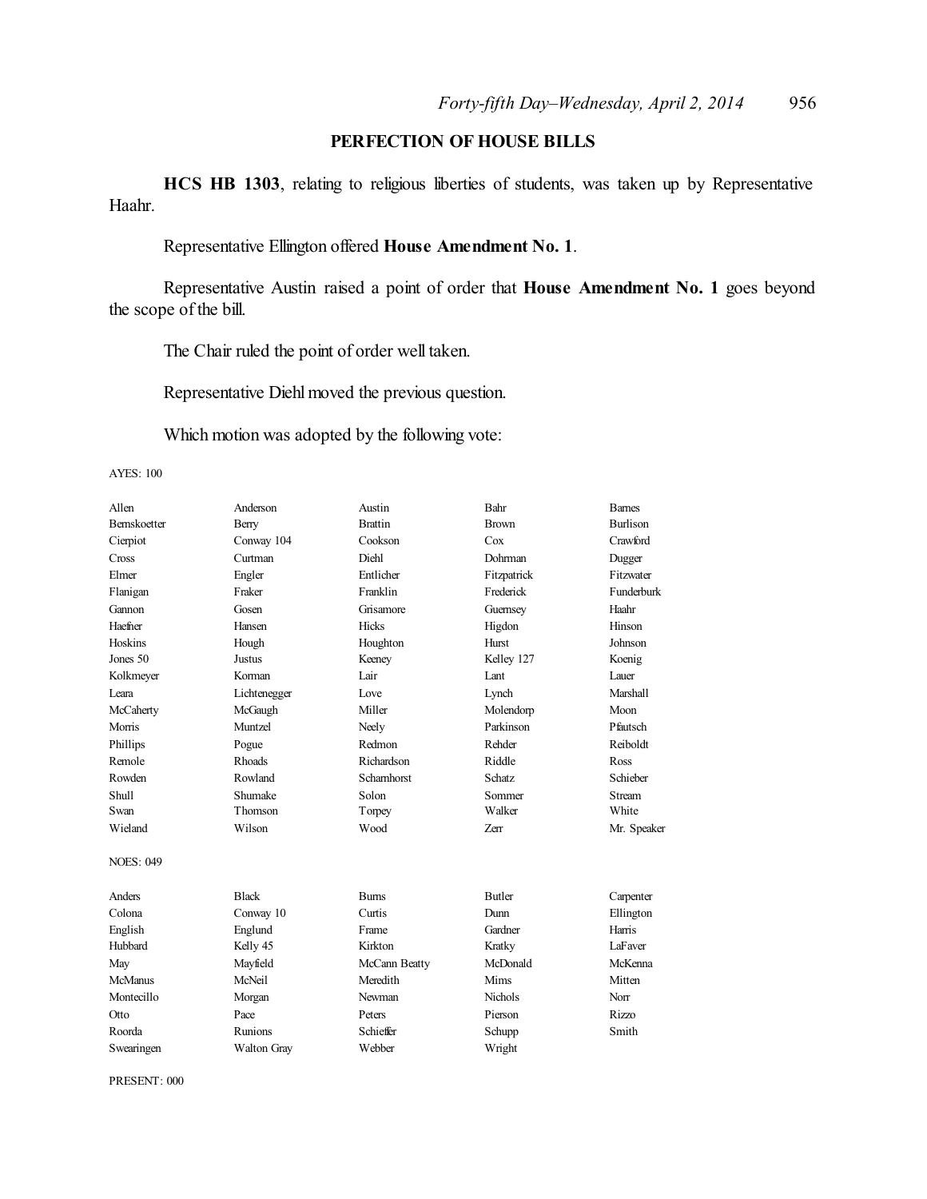## PERFECTION OF HOUSE BILLS

**HCS HB 1303**, relating to religious liberties of students, was taken up by Representative Haahr.

Representative Ellington offered **House Amendment No. 1**.

Representative Austin raised a point of order that **House Amendment No. 1** goes beyond the scope of the bill.

The Chair ruled the point of order well taken.

Representative Diehl moved the previous question.

Which motion was adopted by the following vote:

AYES: 100

| | | | | |
|---|---|---|---|---|
| Allen | Anderson | Austin | Bahr | Barnes |
| Bernskoetter | Berry | Brattin | Brown | Burlison |
| Cierpiot | Conway 104 | Cookson | Cox | Crawford |
| Cross | Curtman | Diehl | Dohrman | Dugger |
| Elmer | Engler | Entlicher | Fitzpatrick | Fitzwater |
| Flanigan | Fraker | Franklin | Frederick | Funderburk |
| Gannon | Gosen | Grisamore | Guernsey | Haahr |
| Haefner | Hansen | Hicks | Higdon | Hinson |
| Hoskins | Hough | Houghton | Hurst | Johnson |
| Jones 50 | Justus | Keeney | Kelley 127 | Koenig |
| Kolkmeyer | Korman | Lair | Lant | Lauer |
| Leara | Lichtenegger | Love | Lynch | Marshall |
| McCaherty | McGaugh | Miller | Molendorp | Moon |
| Morris | Muntzel | Neely | Parkinson | Pfautsch |
| Phillips | Pogue | Redmon | Rehder | Reiboldt |
| Remole | Rhoads | Richardson | Riddle | Ross |
| Rowden | Rowland | Scharnhorst | Schatz | Schieber |
| Shull | Shumake | Solon | Sommer | Stream |
| Swan | Thomson | Torpey | Walker | White |
| Wieland | Wilson | Wood | Zerr | Mr. Speaker |

NOES: 049

| | | | | |
|---|---|---|---|---|
| Anders | Black | Burns | Butler | Carpenter |
| Colona | Conway 10 | Curtis | Dunn | Ellington |
| English | Englund | Frame | Gardner | Harris |
| Hubbard | Kelly 45 | Kirkton | Kratky | LaFaver |
| May | Mayfield | McCann Beatty | McDonald | McKenna |
| McManus | McNeil | Meredith | Mims | Mitten |
| Montecillo | Morgan | Newman | Nichols | Norr |
| Otto | Pace | Peters | Pierson | Rizzo |
| Roorda | Runions | Schieffer | Schupp | Smith |
| Swearingen | Walton Gray | Webber | Wright | |

PRESENT: 000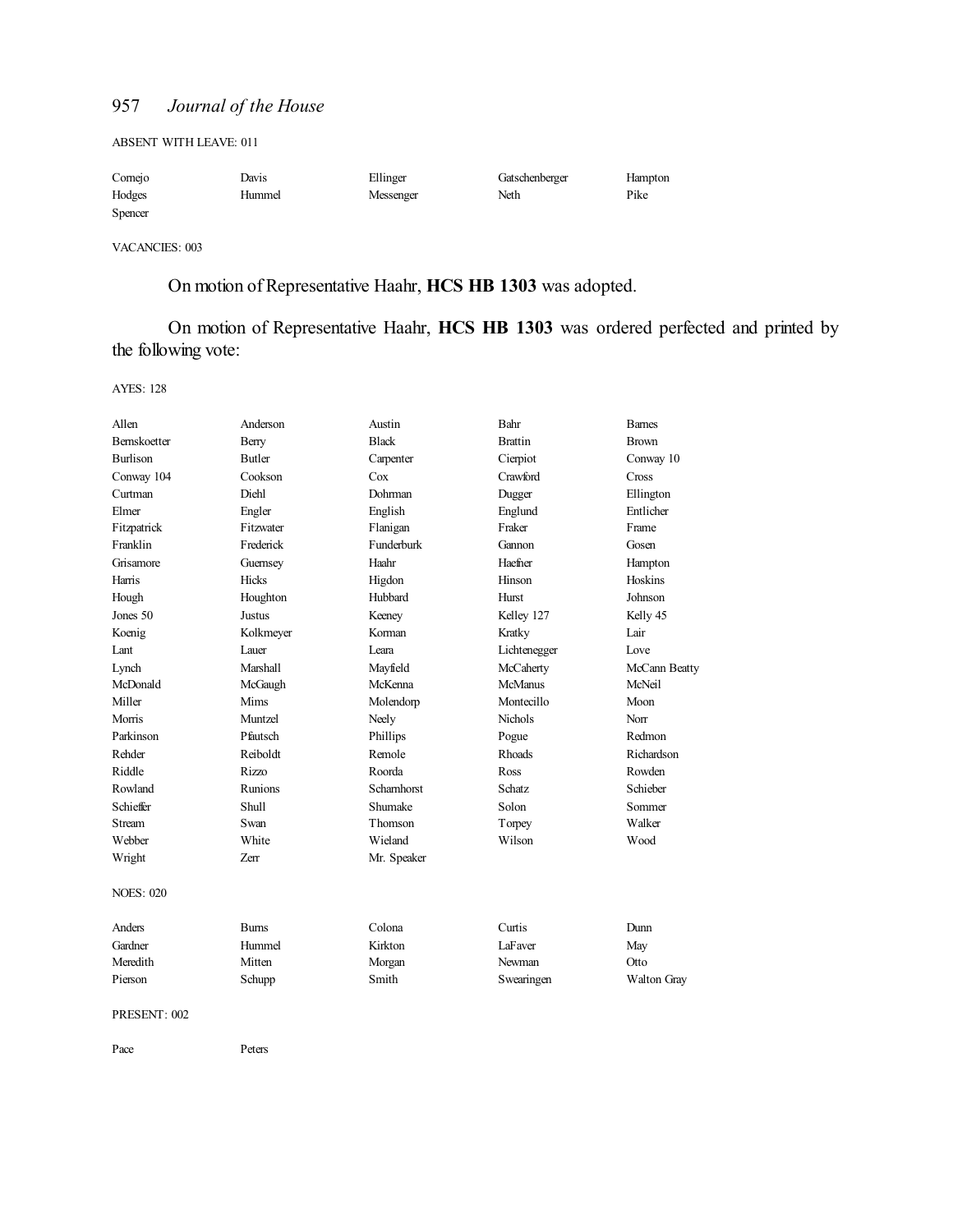ABSENT WITH LEAVE: 011

| | | | | |
|---|---|---|---|---|
| Cornejo | Davis | Ellinger | Gatschenberger | Hampton |
| Hodges | Hummel | Messenger | Neth | Pike |
| Spencer | | | | |

VACANCIES: 003

On motion of Representative Haahr, **HCS HB 1303** was adopted.

On motion of Representative Haahr, **HCS HB 1303** was ordered perfected and printed by the following vote:

AYES: 128

| | | | | |
|---|---|---|---|---|
| Allen | Anderson | Austin | Bahr | Barnes |
| Bernskoetter | Berry | Black | Brattin | Brown |
| Burlison | Butler | Carpenter | Cierpiot | Conway 10 |
| Conway 104 | Cookson | Cox | Crawford | Cross |
| Curtman | Diehl | Dohrman | Dugger | Ellington |
| Elmer | Engler | English | Englund | Entlicher |
| Fitzpatrick | Fitzwater | Flanigan | Fraker | Frame |
| Franklin | Frederick | Funderburk | Gannon | Gosen |
| Grisamore | Guernsey | Haahr | Haefner | Hampton |
| Harris | Hicks | Higdon | Hinson | Hoskins |
| Hough | Houghton | Hubbard | Hurst | Johnson |
| Jones 50 | Justus | Keeney | Kelley 127 | Kelly 45 |
| Koenig | Kolkmeyer | Korman | Kratky | Lair |
| Lant | Lauer | Leara | Lichtenegger | Love |
| Lynch | Marshall | Mayfield | McCaherty | McCann Beatty |
| McDonald | McGaugh | McKenna | McManus | McNeil |
| Miller | Mims | Molendorp | Montecillo | Moon |
| Morris | Muntzel | Neely | Nichols | Norr |
| Parkinson | Pfautsch | Phillips | Pogue | Redmon |
| Rehder | Reiboldt | Remole | Rhoads | Richardson |
| Riddle | Rizzo | Roorda | Ross | Rowden |
| Rowland | Runions | Scharnhorst | Schatz | Schieber |
| Schieffer | Shull | Shumake | Solon | Sommer |
| Stream | Swan | Thomson | Torpey | Walker |
| Webber | White | Wieland | Wilson | Wood |
| Wright | Zerr | Mr. Speaker | | |

NOES: 020

| | | | | |
|---|---|---|---|---|
| Anders | Burns | Colona | Curtis | Dunn |
| Gardner | Hummel | Kirkton | LaFaver | May |
| Meredith | Mitten | Morgan | Newman | Otto |
| Pierson | Schupp | Smith | Swearingen | Walton Gray |

PRESENT: 002

| | |
|---|---|
| Pace | Peters |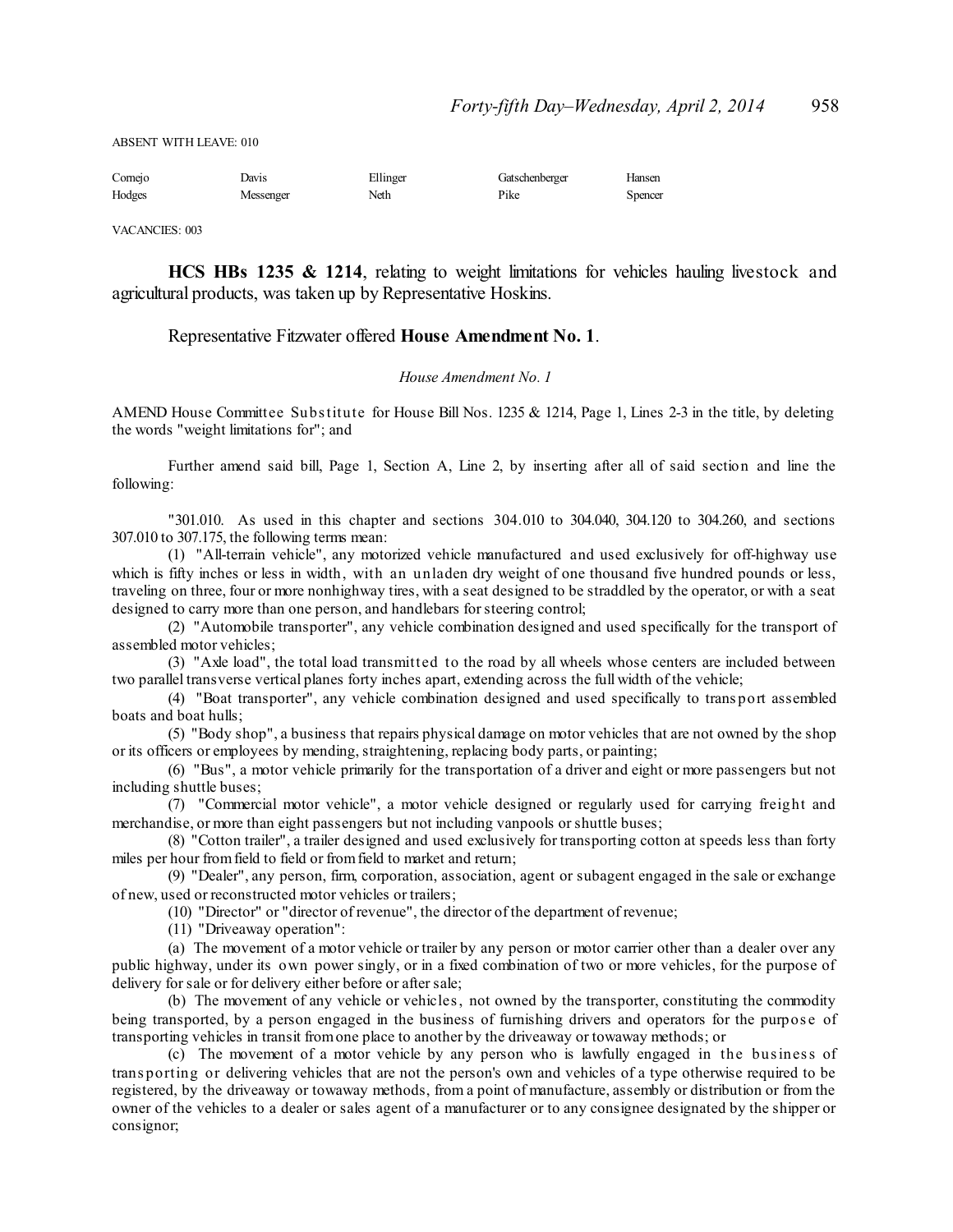ABSENT WITH LEAVE: 010

| Cornejo | Davis | Ellinger | Gatschenberger | Hansen |
|---|---|---|---|---|
| Hodges | Messenger | Neth | Pike | Spencer |

VACANCIES: 003

**HCS HBs 1235 & 1214**, relating to weight limitations for vehicles hauling livestock and agricultural products, was taken up by Representative Hoskins.

Representative Fitzwater offered **House Amendment No. 1**.

*House Amendment No. 1*

AMEND House Committee Substitute for House Bill Nos. 1235 & 1214, Page 1, Lines 2-3 in the title, by deleting the words "weight limitations for"; and

Further amend said bill, Page 1, Section A, Line 2, by inserting after all of said section and line the following:

"301.010. As used in this chapter and sections 304.010 to 304.040, 304.120 to 304.260, and sections 307.010 to 307.175, the following terms mean:

(1) "All-terrain vehicle", any motorized vehicle manufactured and used exclusively for off-highway use which is fifty inches or less in width, with an unladen dry weight of one thousand five hundred pounds or less, traveling on three, four or more nonhighway tires, with a seat designed to be straddled by the operator, or with a seat designed to carry more than one person, and handlebars for steering control;

(2) "Automobile transporter", any vehicle combination designed and used specifically for the transport of assembled motor vehicles;

(3) "Axle load", the total load transmitted to the road by all wheels whose centers are included between two parallel transverse vertical planes forty inches apart, extending across the full width of the vehicle;

(4) "Boat transporter", any vehicle combination designed and used specifically to transport assembled boats and boat hulls;

(5) "Body shop", a business that repairs physical damage on motor vehicles that are not owned by the shop or its officers or employees by mending, straightening, replacing body parts, or painting;

(6) "Bus", a motor vehicle primarily for the transportation of a driver and eight or more passengers but not including shuttle buses;

(7) "Commercial motor vehicle", a motor vehicle designed or regularly used for carrying freight and merchandise, or more than eight passengers but not including vanpools or shuttle buses;

(8) "Cotton trailer", a trailer designed and used exclusively for transporting cotton at speeds less than forty miles per hour from field to field or from field to market and return;

(9) "Dealer", any person, firm, corporation, association, agent or subagent engaged in the sale or exchange of new, used or reconstructed motor vehicles or trailers;

(10) "Director" or "director of revenue", the director of the department of revenue;

(11) "Driveaway operation":

(a) The movement of a motor vehicle or trailer by any person or motor carrier other than a dealer over any public highway, under its own power singly, or in a fixed combination of two or more vehicles, for the purpose of delivery for sale or for delivery either before or after sale;

(b) The movement of any vehicle or vehicles, not owned by the transporter, constituting the commodity being transported, by a person engaged in the business of furnishing drivers and operators for the purpose of transporting vehicles in transit from one place to another by the driveaway or towaway methods; or

(c) The movement of a motor vehicle by any person who is lawfully engaged in the business of transporting or delivering vehicles that are not the person's own and vehicles of a type otherwise required to be registered, by the driveaway or towaway methods, from a point of manufacture, assembly or distribution or from the owner of the vehicles to a dealer or sales agent of a manufacturer or to any consignee designated by the shipper or consignor;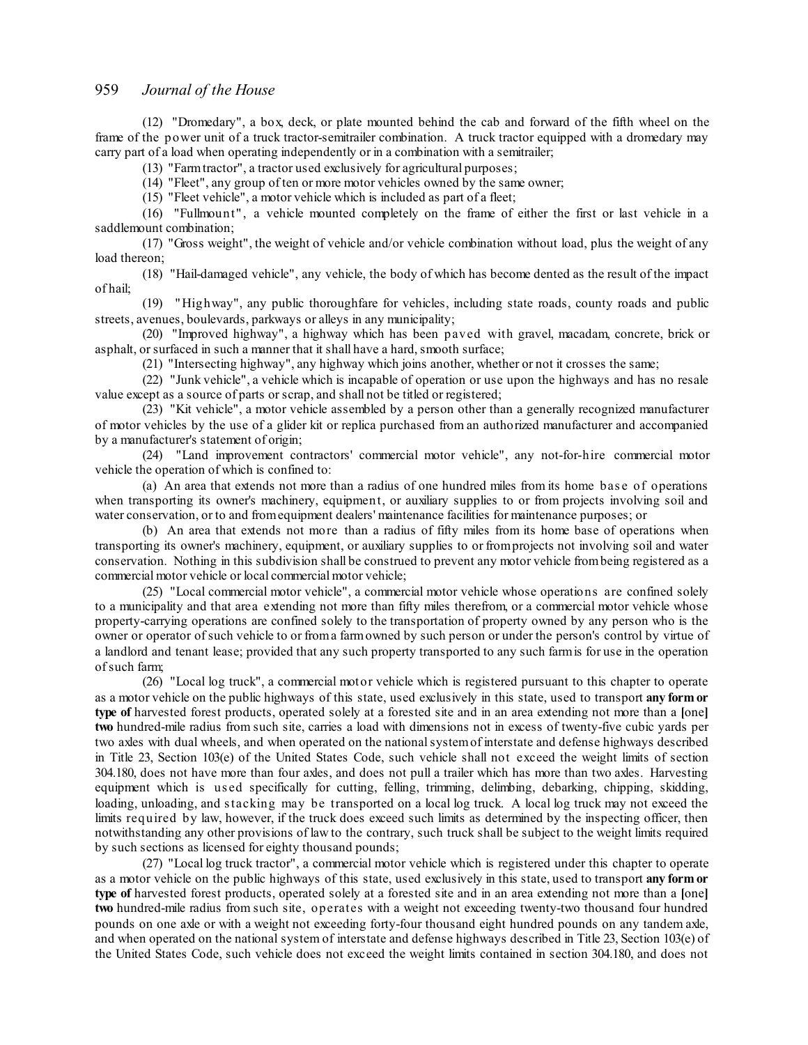(12) "Dromedary", a box, deck, or plate mounted behind the cab and forward of the fifth wheel on the frame of the power unit of a truck tractor-semitrailer combination. A truck tractor equipped with a dromedary may carry part of a load when operating independently or in a combination with a semitrailer;

(13) "Farm tractor", a tractor used exclusively for agricultural purposes;

(14) "Fleet", any group of ten or more motor vehicles owned by the same owner;

(15) "Fleet vehicle", a motor vehicle which is included as part of a fleet;

(16) "Fullmount", a vehicle mounted completely on the frame of either the first or last vehicle in a saddlemount combination;

(17) "Gross weight", the weight of vehicle and/or vehicle combination without load, plus the weight of any load thereon;

(18) "Hail-damaged vehicle", any vehicle, the body of which has become dented as the result of the impact of hail;

(19) "Highway", any public thoroughfare for vehicles, including state roads, county roads and public streets, avenues, boulevards, parkways or alleys in any municipality;

(20) "Improved highway", a highway which has been paved with gravel, macadam, concrete, brick or asphalt, or surfaced in such a manner that it shall have a hard, smooth surface;

(21) "Intersecting highway", any highway which joins another, whether or not it crosses the same;

(22) "Junk vehicle", a vehicle which is incapable of operation or use upon the highways and has no resale value except as a source of parts or scrap, and shall not be titled or registered;

(23) "Kit vehicle", a motor vehicle assembled by a person other than a generally recognized manufacturer of motor vehicles by the use of a glider kit or replica purchased from an authorized manufacturer and accompanied by a manufacturer's statement of origin;

(24) "Land improvement contractors' commercial motor vehicle", any not-for-hire commercial motor vehicle the operation of which is confined to:

(a) An area that extends not more than a radius of one hundred miles from its home base of operations when transporting its owner's machinery, equipment, or auxiliary supplies to or from projects involving soil and water conservation, or to and from equipment dealers' maintenance facilities for maintenance purposes; or

(b) An area that extends not more than a radius of fifty miles from its home base of operations when transporting its owner's machinery, equipment, or auxiliary supplies to or from projects not involving soil and water conservation. Nothing in this subdivision shall be construed to prevent any motor vehicle from being registered as a commercial motor vehicle or local commercial motor vehicle;

(25) "Local commercial motor vehicle", a commercial motor vehicle whose operations are confined solely to a municipality and that area extending not more than fifty miles therefrom, or a commercial motor vehicle whose property-carrying operations are confined solely to the transportation of property owned by any person who is the owner or operator of such vehicle to or from a farm owned by such person or under the person's control by virtue of a landlord and tenant lease; provided that any such property transported to any such farm is for use in the operation of such farm;

(26) "Local log truck", a commercial motor vehicle which is registered pursuant to this chapter to operate as a motor vehicle on the public highways of this state, used exclusively in this state, used to transport **any form or type of** harvested forest products, operated solely at a forested site and in an area extending not more than a [one] **two** hundred-mile radius from such site, carries a load with dimensions not in excess of twenty-five cubic yards per two axles with dual wheels, and when operated on the national system of interstate and defense highways described in Title 23, Section 103(e) of the United States Code, such vehicle shall not exceed the weight limits of section 304.180, does not have more than four axles, and does not pull a trailer which has more than two axles. Harvesting equipment which is used specifically for cutting, felling, trimming, delimbing, debarking, chipping, skidding, loading, unloading, and stacking may be transported on a local log truck. A local log truck may not exceed the limits required by law, however, if the truck does exceed such limits as determined by the inspecting officer, then notwithstanding any other provisions of law to the contrary, such truck shall be subject to the weight limits required by such sections as licensed for eighty thousand pounds;

(27) "Local log truck tractor", a commercial motor vehicle which is registered under this chapter to operate as a motor vehicle on the public highways of this state, used exclusively in this state, used to transport **any form or type of** harvested forest products, operated solely at a forested site and in an area extending not more than a [one] **two** hundred-mile radius from such site, operates with a weight not exceeding twenty-two thousand four hundred pounds on one axle or with a weight not exceeding forty-four thousand eight hundred pounds on any tandem axle, and when operated on the national system of interstate and defense highways described in Title 23, Section 103(e) of the United States Code, such vehicle does not exceed the weight limits contained in section 304.180, and does not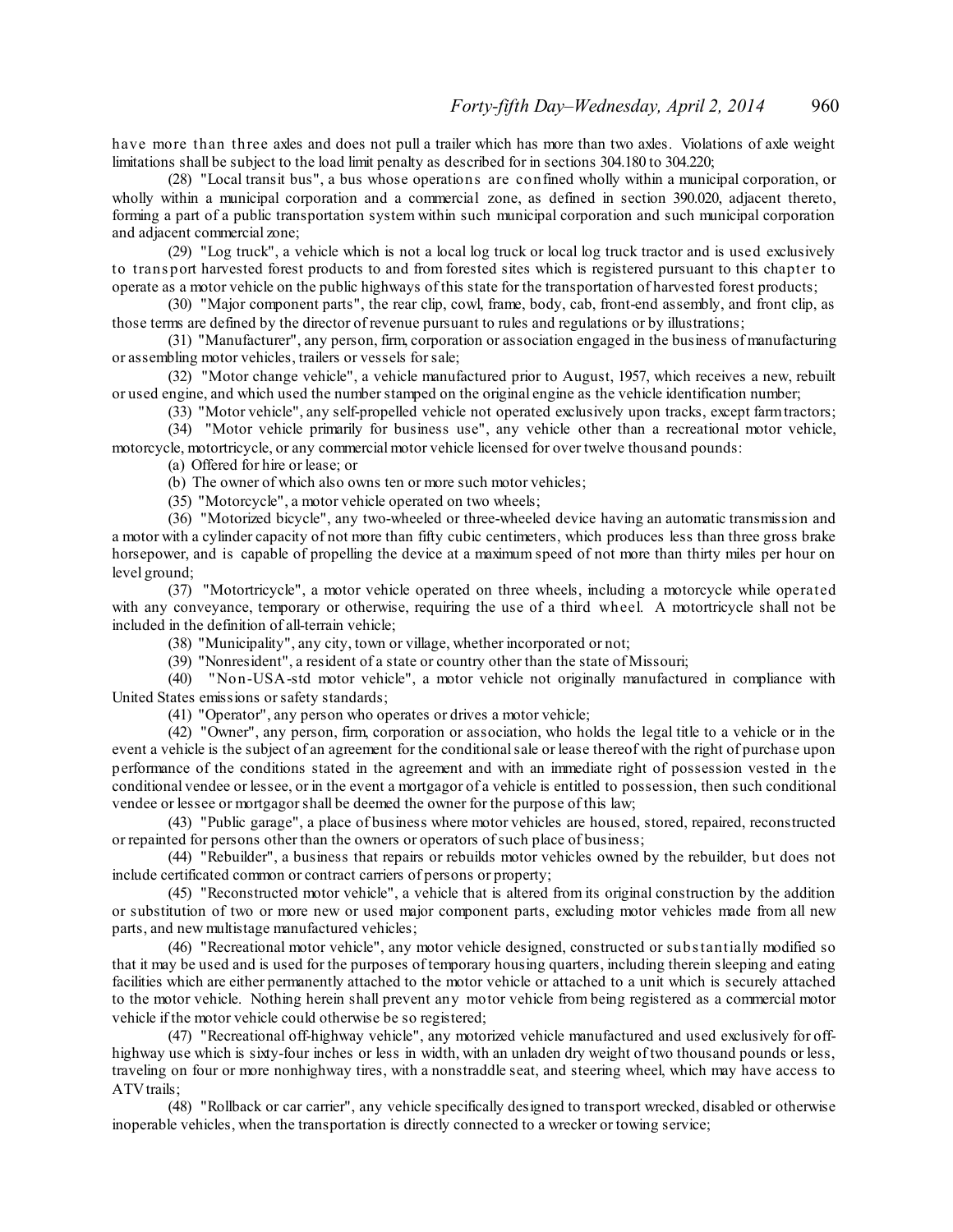have more than three axles and does not pull a trailer which has more than two axles. Violations of axle weight limitations shall be subject to the load limit penalty as described for in sections 304.180 to 304.220;

(28) "Local transit bus", a bus whose operations are confined wholly within a municipal corporation, or wholly within a municipal corporation and a commercial zone, as defined in section 390.020, adjacent thereto, forming a part of a public transportation system within such municipal corporation and such municipal corporation and adjacent commercial zone;

(29) "Log truck", a vehicle which is not a local log truck or local log truck tractor and is used exclusively to transport harvested forest products to and from forested sites which is registered pursuant to this chapter to operate as a motor vehicle on the public highways of this state for the transportation of harvested forest products;

(30) "Major component parts", the rear clip, cowl, frame, body, cab, front-end assembly, and front clip, as those terms are defined by the director of revenue pursuant to rules and regulations or by illustrations;

(31) "Manufacturer", any person, firm, corporation or association engaged in the business of manufacturing or assembling motor vehicles, trailers or vessels for sale;

(32) "Motor change vehicle", a vehicle manufactured prior to August, 1957, which receives a new, rebuilt or used engine, and which used the number stamped on the original engine as the vehicle identification number;

(33) "Motor vehicle", any self-propelled vehicle not operated exclusively upon tracks, except farm tractors;

(34) "Motor vehicle primarily for business use", any vehicle other than a recreational motor vehicle, motorcycle, motortricycle, or any commercial motor vehicle licensed for over twelve thousand pounds:

(a) Offered for hire or lease; or

(b) The owner of which also owns ten or more such motor vehicles;

(35) "Motorcycle", a motor vehicle operated on two wheels;

(36) "Motorized bicycle", any two-wheeled or three-wheeled device having an automatic transmission and a motor with a cylinder capacity of not more than fifty cubic centimeters, which produces less than three gross brake horsepower, and is capable of propelling the device at a maximum speed of not more than thirty miles per hour on level ground;

(37) "Motortricycle", a motor vehicle operated on three wheels, including a motorcycle while operated with any conveyance, temporary or otherwise, requiring the use of a third wheel. A motortricycle shall not be included in the definition of all-terrain vehicle;

(38) "Municipality", any city, town or village, whether incorporated or not;

(39) "Nonresident", a resident of a state or country other than the state of Missouri;

(40) "Non-USA-std motor vehicle", a motor vehicle not originally manufactured in compliance with United States emissions or safety standards;

(41) "Operator", any person who operates or drives a motor vehicle;

(42) "Owner", any person, firm, corporation or association, who holds the legal title to a vehicle or in the event a vehicle is the subject of an agreement for the conditional sale or lease thereof with the right of purchase upon performance of the conditions stated in the agreement and with an immediate right of possession vested in the conditional vendee or lessee, or in the event a mortgagor of a vehicle is entitled to possession, then such conditional vendee or lessee or mortgagor shall be deemed the owner for the purpose of this law;

(43) "Public garage", a place of business where motor vehicles are housed, stored, repaired, reconstructed or repainted for persons other than the owners or operators of such place of business;

(44) "Rebuilder", a business that repairs or rebuilds motor vehicles owned by the rebuilder, but does not include certificated common or contract carriers of persons or property;

(45) "Reconstructed motor vehicle", a vehicle that is altered from its original construction by the addition or substitution of two or more new or used major component parts, excluding motor vehicles made from all new parts, and new multistage manufactured vehicles;

(46) "Recreational motor vehicle", any motor vehicle designed, constructed or substantially modified so that it may be used and is used for the purposes of temporary housing quarters, including therein sleeping and eating facilities which are either permanently attached to the motor vehicle or attached to a unit which is securely attached to the motor vehicle. Nothing herein shall prevent any motor vehicle from being registered as a commercial motor vehicle if the motor vehicle could otherwise be so registered;

(47) "Recreational off-highway vehicle", any motorized vehicle manufactured and used exclusively for off-highway use which is sixty-four inches or less in width, with an unladen dry weight of two thousand pounds or less, traveling on four or more nonhighway tires, with a nonstraddle seat, and steering wheel, which may have access to ATV trails;

(48) "Rollback or car carrier", any vehicle specifically designed to transport wrecked, disabled or otherwise inoperable vehicles, when the transportation is directly connected to a wrecker or towing service;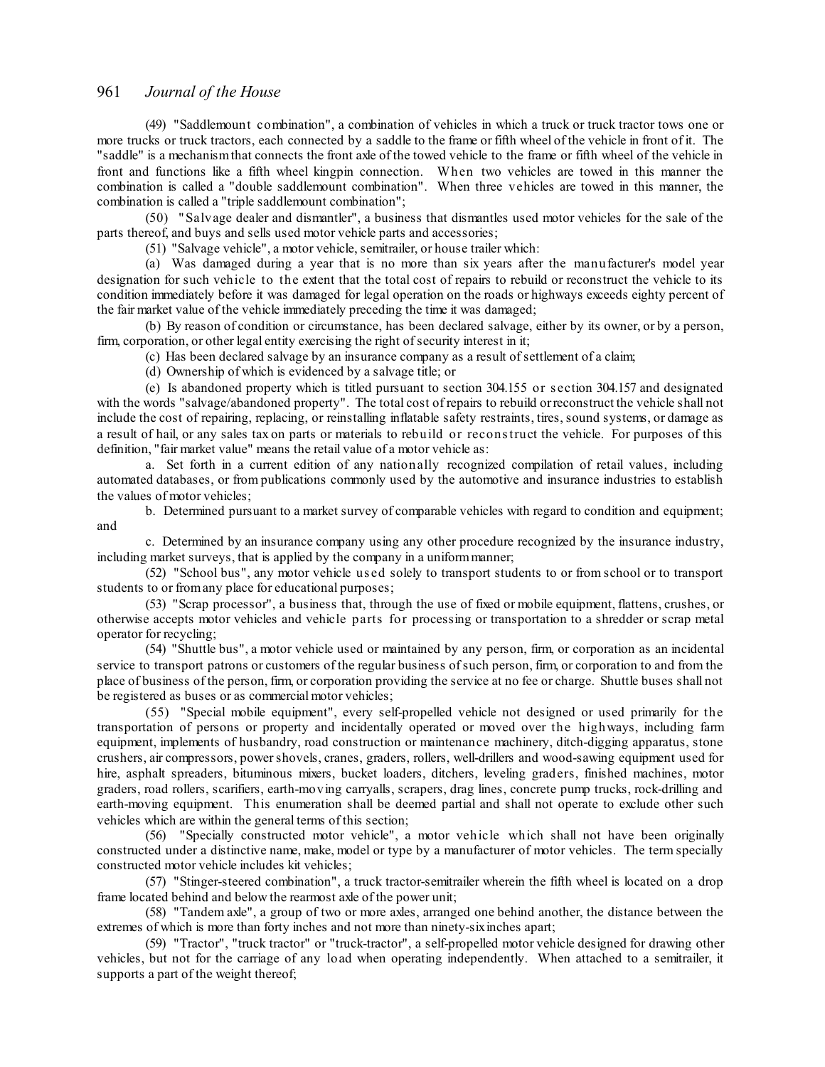(49) "Saddlemount combination", a combination of vehicles in which a truck or truck tractor tows one or more trucks or truck tractors, each connected by a saddle to the frame or fifth wheel of the vehicle in front of it. The "saddle" is a mechanism that connects the front axle of the towed vehicle to the frame or fifth wheel of the vehicle in front and functions like a fifth wheel kingpin connection. When two vehicles are towed in this manner the combination is called a "double saddlemount combination". When three vehicles are towed in this manner, the combination is called a "triple saddlemount combination";

(50) "Salvage dealer and dismantler", a business that dismantles used motor vehicles for the sale of the parts thereof, and buys and sells used motor vehicle parts and accessories;

(51) "Salvage vehicle", a motor vehicle, semitrailer, or house trailer which:

(a) Was damaged during a year that is no more than six years after the manufacturer's model year designation for such vehicle to the extent that the total cost of repairs to rebuild or reconstruct the vehicle to its condition immediately before it was damaged for legal operation on the roads or highways exceeds eighty percent of the fair market value of the vehicle immediately preceding the time it was damaged;

(b) By reason of condition or circumstance, has been declared salvage, either by its owner, or by a person, firm, corporation, or other legal entity exercising the right of security interest in it;

(c) Has been declared salvage by an insurance company as a result of settlement of a claim;

(d) Ownership of which is evidenced by a salvage title; or

(e) Is abandoned property which is titled pursuant to section 304.155 or section 304.157 and designated with the words "salvage/abandoned property". The total cost of repairs to rebuild or reconstruct the vehicle shall not include the cost of repairing, replacing, or reinstalling inflatable safety restraints, tires, sound systems, or damage as a result of hail, or any sales tax on parts or materials to rebuild or reconstruct the vehicle. For purposes of this definition, "fair market value" means the retail value of a motor vehicle as:

a. Set forth in a current edition of any nationally recognized compilation of retail values, including automated databases, or from publications commonly used by the automotive and insurance industries to establish the values of motor vehicles;

b. Determined pursuant to a market survey of comparable vehicles with regard to condition and equipment; and

c. Determined by an insurance company using any other procedure recognized by the insurance industry, including market surveys, that is applied by the company in a uniform manner;

(52) "School bus", any motor vehicle used solely to transport students to or from school or to transport students to or from any place for educational purposes;

(53) "Scrap processor", a business that, through the use of fixed or mobile equipment, flattens, crushes, or otherwise accepts motor vehicles and vehicle parts for processing or transportation to a shredder or scrap metal operator for recycling;

(54) "Shuttle bus", a motor vehicle used or maintained by any person, firm, or corporation as an incidental service to transport patrons or customers of the regular business of such person, firm, or corporation to and from the place of business of the person, firm, or corporation providing the service at no fee or charge. Shuttle buses shall not be registered as buses or as commercial motor vehicles;

(55) "Special mobile equipment", every self-propelled vehicle not designed or used primarily for the transportation of persons or property and incidentally operated or moved over the highways, including farm equipment, implements of husbandry, road construction or maintenance machinery, ditch-digging apparatus, stone crushers, air compressors, power shovels, cranes, graders, rollers, well-drillers and wood-sawing equipment used for hire, asphalt spreaders, bituminous mixers, bucket loaders, ditchers, leveling graders, finished machines, motor graders, road rollers, scarifiers, earth-moving carryalls, scrapers, drag lines, concrete pump trucks, rock-drilling and earth-moving equipment. This enumeration shall be deemed partial and shall not operate to exclude other such vehicles which are within the general terms of this section;

(56) "Specially constructed motor vehicle", a motor vehicle which shall not have been originally constructed under a distinctive name, make, model or type by a manufacturer of motor vehicles. The term specially constructed motor vehicle includes kit vehicles;

(57) "Stinger-steered combination", a truck tractor-semitrailer wherein the fifth wheel is located on a drop frame located behind and below the rearmost axle of the power unit;

(58) "Tandem axle", a group of two or more axles, arranged one behind another, the distance between the extremes of which is more than forty inches and not more than ninety-six inches apart;

(59) "Tractor", "truck tractor" or "truck-tractor", a self-propelled motor vehicle designed for drawing other vehicles, but not for the carriage of any load when operating independently. When attached to a semitrailer, it supports a part of the weight thereof;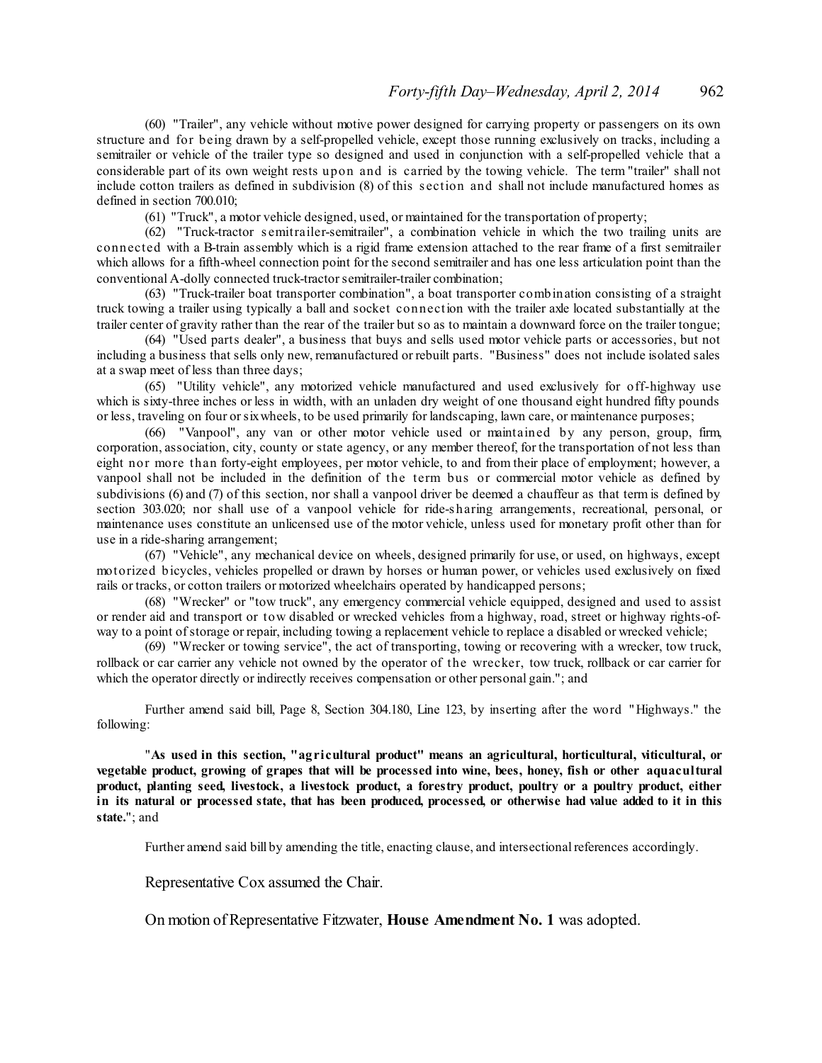(60) "Trailer", any vehicle without motive power designed for carrying property or passengers on its own structure and for being drawn by a self-propelled vehicle, except those running exclusively on tracks, including a semitrailer or vehicle of the trailer type so designed and used in conjunction with a self-propelled vehicle that a considerable part of its own weight rests upon and is carried by the towing vehicle. The term "trailer" shall not include cotton trailers as defined in subdivision (8) of this section and shall not include manufactured homes as defined in section 700.010;

(61) "Truck", a motor vehicle designed, used, or maintained for the transportation of property;

(62) "Truck-tractor semitrailer-semitrailer", a combination vehicle in which the two trailing units are connected with a B-train assembly which is a rigid frame extension attached to the rear frame of a first semitrailer which allows for a fifth-wheel connection point for the second semitrailer and has one less articulation point than the conventional A-dolly connected truck-tractor semitrailer-trailer combination;

(63) "Truck-trailer boat transporter combination", a boat transporter combination consisting of a straight truck towing a trailer using typically a ball and socket connection with the trailer axle located substantially at the trailer center of gravity rather than the rear of the trailer but so as to maintain a downward force on the trailer tongue;

(64) "Used parts dealer", a business that buys and sells used motor vehicle parts or accessories, but not including a business that sells only new, remanufactured or rebuilt parts. "Business" does not include isolated sales at a swap meet of less than three days;

(65) "Utility vehicle", any motorized vehicle manufactured and used exclusively for off-highway use which is sixty-three inches or less in width, with an unladen dry weight of one thousand eight hundred fifty pounds or less, traveling on four or six wheels, to be used primarily for landscaping, lawn care, or maintenance purposes;

(66) "Vanpool", any van or other motor vehicle used or maintained by any person, group, firm, corporation, association, city, county or state agency, or any member thereof, for the transportation of not less than eight nor more than forty-eight employees, per motor vehicle, to and from their place of employment; however, a vanpool shall not be included in the definition of the term bus or commercial motor vehicle as defined by subdivisions (6) and (7) of this section, nor shall a vanpool driver be deemed a chauffeur as that term is defined by section 303.020; nor shall use of a vanpool vehicle for ride-sharing arrangements, recreational, personal, or maintenance uses constitute an unlicensed use of the motor vehicle, unless used for monetary profit other than for use in a ride-sharing arrangement;

(67) "Vehicle", any mechanical device on wheels, designed primarily for use, or used, on highways, except motorized bicycles, vehicles propelled or drawn by horses or human power, or vehicles used exclusively on fixed rails or tracks, or cotton trailers or motorized wheelchairs operated by handicapped persons;

(68) "Wrecker" or "tow truck", any emergency commercial vehicle equipped, designed and used to assist or render aid and transport or tow disabled or wrecked vehicles from a highway, road, street or highway rights-of-way to a point of storage or repair, including towing a replacement vehicle to replace a disabled or wrecked vehicle;

(69) "Wrecker or towing service", the act of transporting, towing or recovering with a wrecker, tow truck, rollback or car carrier any vehicle not owned by the operator of the wrecker, tow truck, rollback or car carrier for which the operator directly or indirectly receives compensation or other personal gain."; and

Further amend said bill, Page 8, Section 304.180, Line 123, by inserting after the word "Highways." the following:

"**As used in this section, "agricultural product" means an agricultural, horticultural, viticultural, or vegetable product, growing of grapes that will be processed into wine, bees, honey, fish or other aquacultural product, planting seed, livestock, a livestock product, a forestry product, poultry or a poultry product, either in its natural or processed state, that has been produced, processed, or otherwise had value added to it in this state.**"; and

Further amend said bill by amending the title, enacting clause, and intersectional references accordingly.

Representative Cox assumed the Chair.

On motion of Representative Fitzwater, **House Amendment No. 1** was adopted.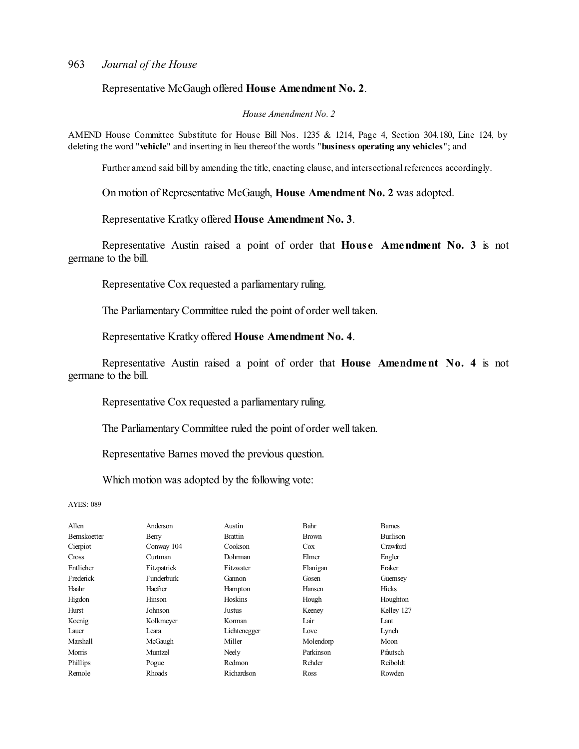Representative McGaugh offered **House Amendment No. 2**.

*House Amendment No. 2*

AMEND House Committee Substitute for House Bill Nos. 1235 & 1214, Page 4, Section 304.180, Line 124, by deleting the word "**vehicle**" and inserting in lieu thereof the words "**business operating any vehicles**"; and

Further amend said bill by amending the title, enacting clause, and intersectional references accordingly.

On motion of Representative McGaugh, **House Amendment No. 2** was adopted.

Representative Kratky offered **House Amendment No. 3**.

Representative Austin raised a point of order that **House Amendment No. 3** is not germane to the bill.

Representative Cox requested a parliamentary ruling.

The Parliamentary Committee ruled the point of order well taken.

Representative Kratky offered **House Amendment No. 4**.

Representative Austin raised a point of order that **House Amendment No. 4** is not germane to the bill.

Representative Cox requested a parliamentary ruling.

The Parliamentary Committee ruled the point of order well taken.

Representative Barnes moved the previous question.

Which motion was adopted by the following vote:

AYES: 089

| | | | | |
|---|---|---|---|---|
| Allen | Anderson | Austin | Bahr | Barnes |
| Bernskoetter | Berry | Brattin | Brown | Burlison |
| Cierpiot | Conway 104 | Cookson | Cox | Crawford |
| Cross | Curtman | Dohrman | Elmer | Engler |
| Entlicher | Fitzpatrick | Fitzwater | Flanigan | Fraker |
| Frederick | Funderburk | Gannon | Gosen | Guernsey |
| Haahr | Haefner | Hampton | Hansen | Hicks |
| Higdon | Hinson | Hoskins | Hough | Houghton |
| Hurst | Johnson | Justus | Keeney | Kelley 127 |
| Koenig | Kolkmeyer | Korman | Lair | Lant |
| Lauer | Leara | Lichtenegger | Love | Lynch |
| Marshall | McGaugh | Miller | Molendorp | Moon |
| Morris | Muntzel | Neely | Parkinson | Pfautsch |
| Phillips | Pogue | Redmon | Rehder | Reiboldt |
| Remole | Rhoads | Richardson | Ross | Rowden |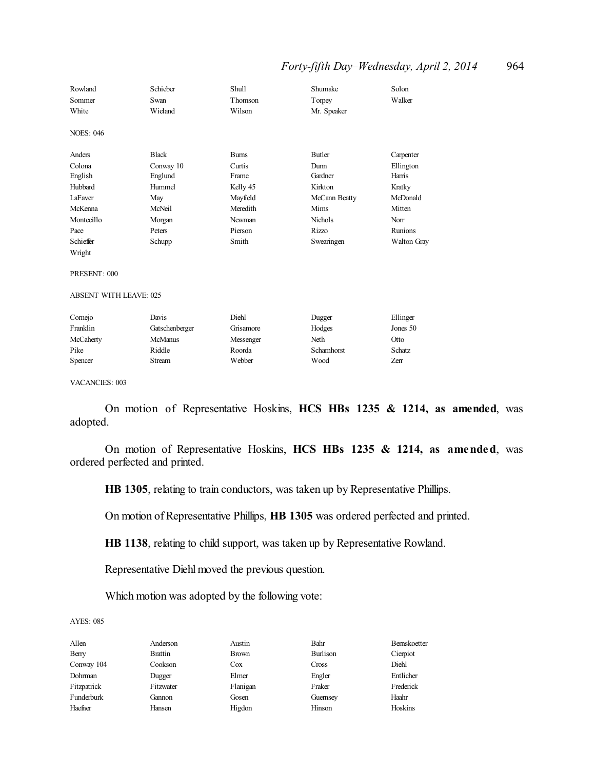| | | | | |
|---|---|---|---|---|
| Rowland | Schieber | Shull | Shumake | Solon |
| Sommer | Swan | Thomson | Torpey | Walker |
| White | Wieland | Wilson | Mr. Speaker | |

NOES: 046

| | | | | |
|---|---|---|---|---|
| Anders | Black | Burns | Butler | Carpenter |
| Colona | Conway 10 | Curtis | Dunn | Ellington |
| English | Englund | Frame | Gardner | Harris |
| Hubbard | Hummel | Kelly 45 | Kirkton | Kratky |
| LaFaver | May | Mayfield | McCann Beatty | McDonald |
| McKenna | McNeil | Meredith | Mims | Mitten |
| Montecillo | Morgan | Newman | Nichols | Norr |
| Pace | Peters | Pierson | Rizzo | Runions |
| Schieffer | Schupp | Smith | Swearingen | Walton Gray |
| Wright | | | | |

PRESENT: 000

ABSENT WITH LEAVE: 025

| | | | | |
|---|---|---|---|---|
| Cornejo | Davis | Diehl | Dugger | Ellinger |
| Franklin | Gatschenberger | Grisamore | Hodges | Jones 50 |
| McCaherty | McManus | Messenger | Neth | Otto |
| Pike | Riddle | Roorda | Scharnhorst | Schatz |
| Spencer | Stream | Webber | Wood | Zerr |

VACANCIES: 003

On motion of Representative Hoskins, **HCS HBs 1235 & 1214, as amended**, was adopted.

On motion of Representative Hoskins, **HCS HBs 1235 & 1214, as amended**, was ordered perfected and printed.

**HB 1305**, relating to train conductors, was taken up by Representative Phillips.

On motion of Representative Phillips, **HB 1305** was ordered perfected and printed.

**HB 1138**, relating to child support, was taken up by Representative Rowland.

Representative Diehl moved the previous question.

Which motion was adopted by the following vote:

AYES: 085

| | | | | |
|---|---|---|---|---|
| Allen | Anderson | Austin | Bahr | Bernskoetter |
| Berry | Brattin | Brown | Burlison | Cierpiot |
| Conway 104 | Cookson | Cox | Cross | Diehl |
| Dohrman | Dugger | Elmer | Engler | Entlicher |
| Fitzpatrick | Fitzwater | Flanigan | Fraker | Frederick |
| Funderburk | Gannon | Gosen | Guernsey | Haahr |
| Haefner | Hansen | Higdon | Hinson | Hoskins |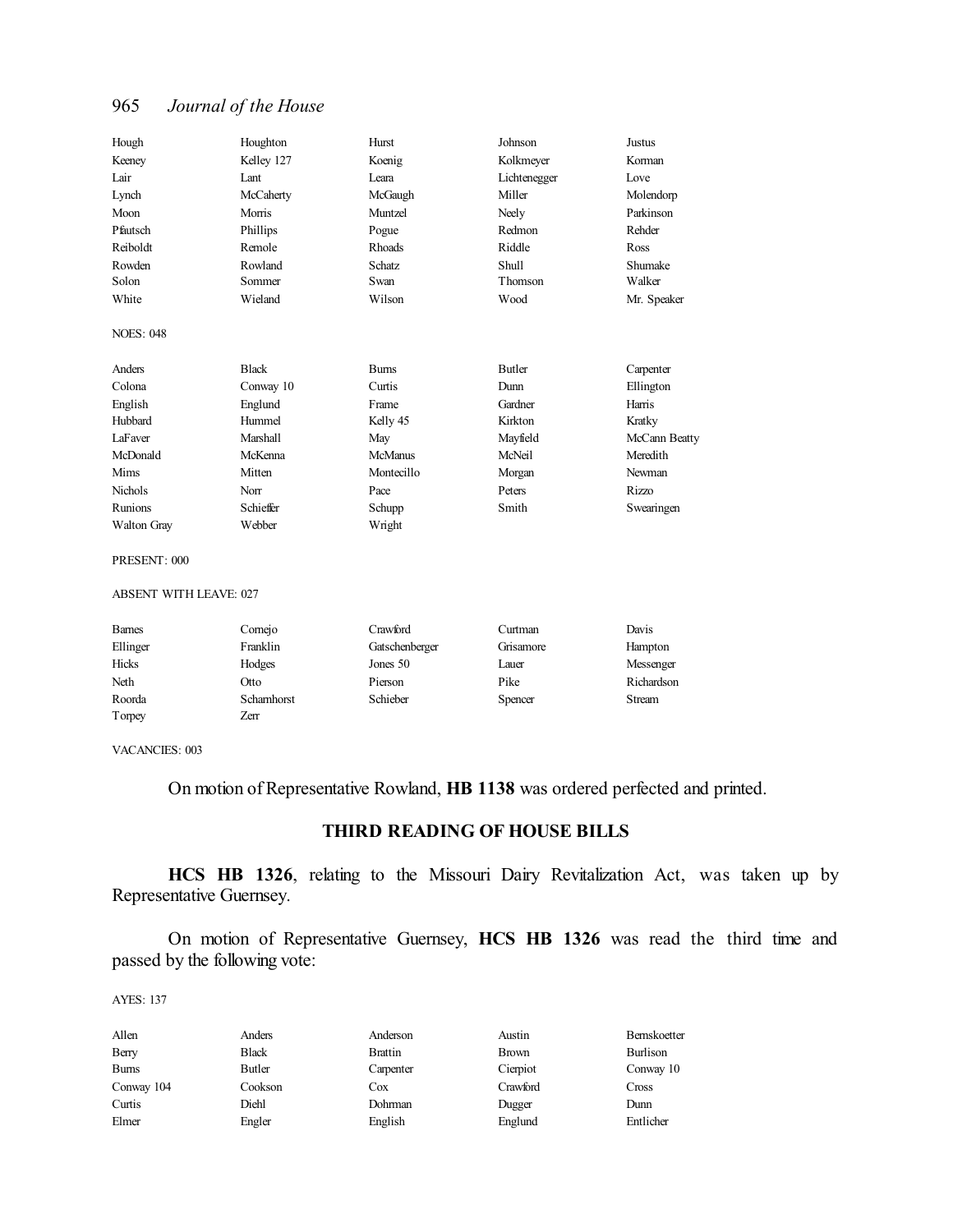| | | | | |
|---|---|---|---|---|
| Hough | Houghton | Hurst | Johnson | Justus |
| Keeney | Kelley 127 | Koenig | Kolkmeyer | Korman |
| Lair | Lant | Leara | Lichtenegger | Love |
| Lynch | McCaherty | McGaugh | Miller | Molendorp |
| Moon | Morris | Muntzel | Neely | Parkinson |
| Pfautsch | Phillips | Pogue | Redmon | Rehder |
| Reiboldt | Remole | Rhoads | Riddle | Ross |
| Rowden | Rowland | Schatz | Shull | Shumake |
| Solon | Sommer | Swan | Thomson | Walker |
| White | Wieland | Wilson | Wood | Mr. Speaker |

NOES: 048

| | | | | |
|---|---|---|---|---|
| Anders | Black | Burns | Butler | Carpenter |
| Colona | Conway 10 | Curtis | Dunn | Ellington |
| English | Englund | Frame | Gardner | Harris |
| Hubbard | Hummel | Kelly 45 | Kirkton | Kratky |
| LaFaver | Marshall | May | Mayfield | McCann Beatty |
| McDonald | McKenna | McManus | McNeil | Meredith |
| Mims | Mitten | Montecillo | Morgan | Newman |
| Nichols | Norr | Pace | Peters | Rizzo |
| Runions | Schieffer | Schupp | Smith | Swearingen |
| Walton Gray | Webber | Wright | | |

PRESENT: 000

ABSENT WITH LEAVE: 027

| | | | | |
|---|---|---|---|---|
| Barnes | Cornejo | Crawford | Curtman | Davis |
| Ellinger | Franklin | Gatschenberger | Grisamore | Hampton |
| Hicks | Hodges | Jones 50 | Lauer | Messenger |
| Neth | Otto | Pierson | Pike | Richardson |
| Roorda | Scharnhorst | Schieber | Spencer | Stream |
| Torpey | Zerr | | | |

VACANCIES: 003

On motion of Representative Rowland, **HB 1138** was ordered perfected and printed.

## THIRD READING OF HOUSE BILLS

**HCS HB 1326**, relating to the Missouri Dairy Revitalization Act, was taken up by Representative Guernsey.

On motion of Representative Guernsey, **HCS HB 1326** was read the third time and passed by the following vote:

AYES: 137

| | | | | |
|---|---|---|---|---|
| Allen | Anders | Anderson | Austin | Bernskoetter |
| Berry | Black | Brattin | Brown | Burlison |
| Burns | Butler | Carpenter | Cierpiot | Conway 10 |
| Conway 104 | Cookson | Cox | Crawford | Cross |
| Curtis | Diehl | Dohrman | Dugger | Dunn |
| Elmer | Engler | English | Englund | Entlicher |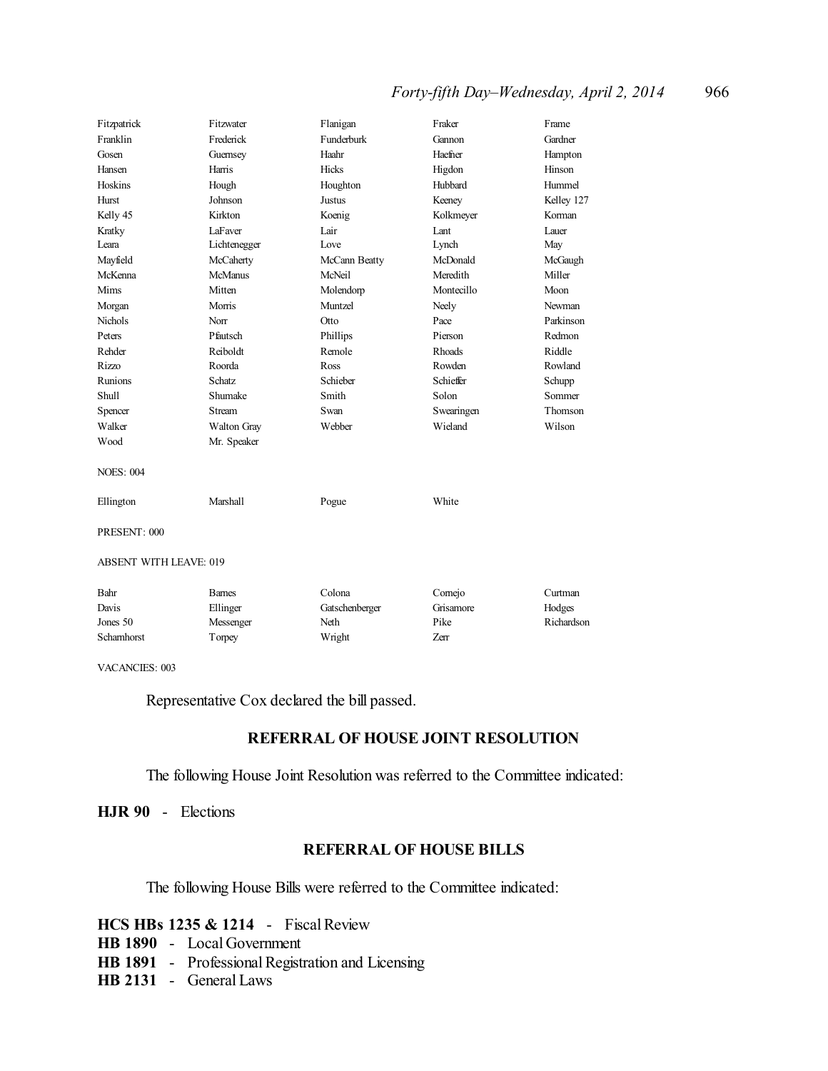| | | | | |
|---|---|---|---|---|
| Fitzpatrick | Fitzwater | Flanigan | Fraker | Frame |
| Franklin | Frederick | Funderburk | Gannon | Gardner |
| Gosen | Guernsey | Haahr | Haefner | Hampton |
| Hansen | Harris | Hicks | Higdon | Hinson |
| Hoskins | Hough | Houghton | Hubbard | Hummel |
| Hurst | Johnson | Justus | Keeney | Kelley 127 |
| Kelly 45 | Kirkton | Koenig | Kolkmeyer | Korman |
| Kratky | LaFaver | Lair | Lant | Lauer |
| Leara | Lichtenegger | Love | Lynch | May |
| Mayfield | McCaherty | McCann Beatty | McDonald | McGaugh |
| McKenna | McManus | McNeil | Meredith | Miller |
| Mims | Mitten | Molendorp | Montecillo | Moon |
| Morgan | Morris | Muntzel | Neely | Newman |
| Nichols | Norr | Otto | Pace | Parkinson |
| Peters | Pfautsch | Phillips | Pierson | Redmon |
| Rehder | Reiboldt | Remole | Rhoads | Riddle |
| Rizzo | Roorda | Ross | Rowden | Rowland |
| Runions | Schatz | Schieber | Schieffer | Schupp |
| Shull | Shumake | Smith | Solon | Sommer |
| Spencer | Stream | Swan | Swearingen | Thomson |
| Walker | Walton Gray | Webber | Wieland | Wilson |
| Wood | Mr. Speaker | | | |

NOES: 004

| | | | |
|---|---|---|---|
| Ellington | Marshall | Pogue | White |

PRESENT: 000

ABSENT WITH LEAVE: 019

| | | | | |
|---|---|---|---|---|
| Bahr | Barnes | Colona | Cornejo | Curtman |
| Davis | Ellinger | Gatschenberger | Grisamore | Hodges |
| Jones 50 | Messenger | Neth | Pike | Richardson |
| Scharnhorst | Torpey | Wright | Zerr | |

VACANCIES: 003

Representative Cox declared the bill passed.

## REFERRAL OF HOUSE JOINT RESOLUTION

The following House Joint Resolution was referred to the Committee indicated:

**HJR 90** - Elections

## REFERRAL OF HOUSE BILLS

The following House Bills were referred to the Committee indicated:

**HCS HBs 1235 & 1214** - Fiscal Review
**HB 1890** - Local Government
**HB 1891** - Professional Registration and Licensing
**HB 2131** - General Laws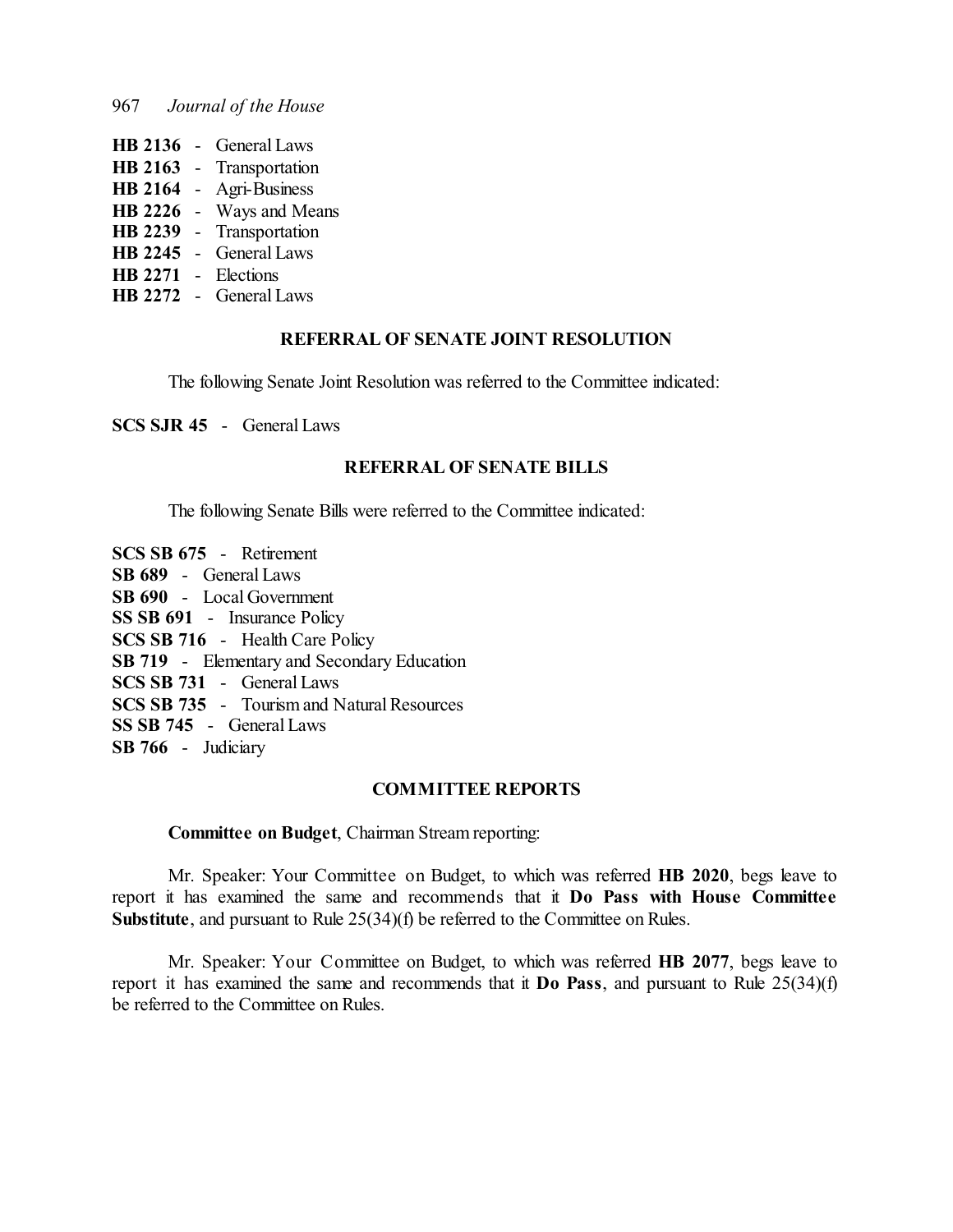**HB 2136** - General Laws
**HB 2163** - Transportation
**HB 2164** - Agri-Business
**HB 2226** - Ways and Means
**HB 2239** - Transportation
**HB 2245** - General Laws
**HB 2271** - Elections
**HB 2272** - General Laws

## REFERRAL OF SENATE JOINT RESOLUTION

The following Senate Joint Resolution was referred to the Committee indicated:

**SCS SJR 45** - General Laws

## REFERRAL OF SENATE BILLS

The following Senate Bills were referred to the Committee indicated:

**SCS SB 675** - Retirement
**SB 689** - General Laws
**SB 690** - Local Government
**SS SB 691** - Insurance Policy
**SCS SB 716** - Health Care Policy
**SB 719** - Elementary and Secondary Education
**SCS SB 731** - General Laws
**SCS SB 735** - Tourism and Natural Resources
**SS SB 745** - General Laws
**SB 766** - Judiciary

## COMMITTEE REPORTS

**Committee on Budget**, Chairman Stream reporting:

Mr. Speaker: Your Committee on Budget, to which was referred **HB 2020**, begs leave to report it has examined the same and recommends that it **Do Pass with House Committee Substitute**, and pursuant to Rule 25(34)(f) be referred to the Committee on Rules.

Mr. Speaker: Your Committee on Budget, to which was referred **HB 2077**, begs leave to report it has examined the same and recommends that it **Do Pass**, and pursuant to Rule 25(34)(f) be referred to the Committee on Rules.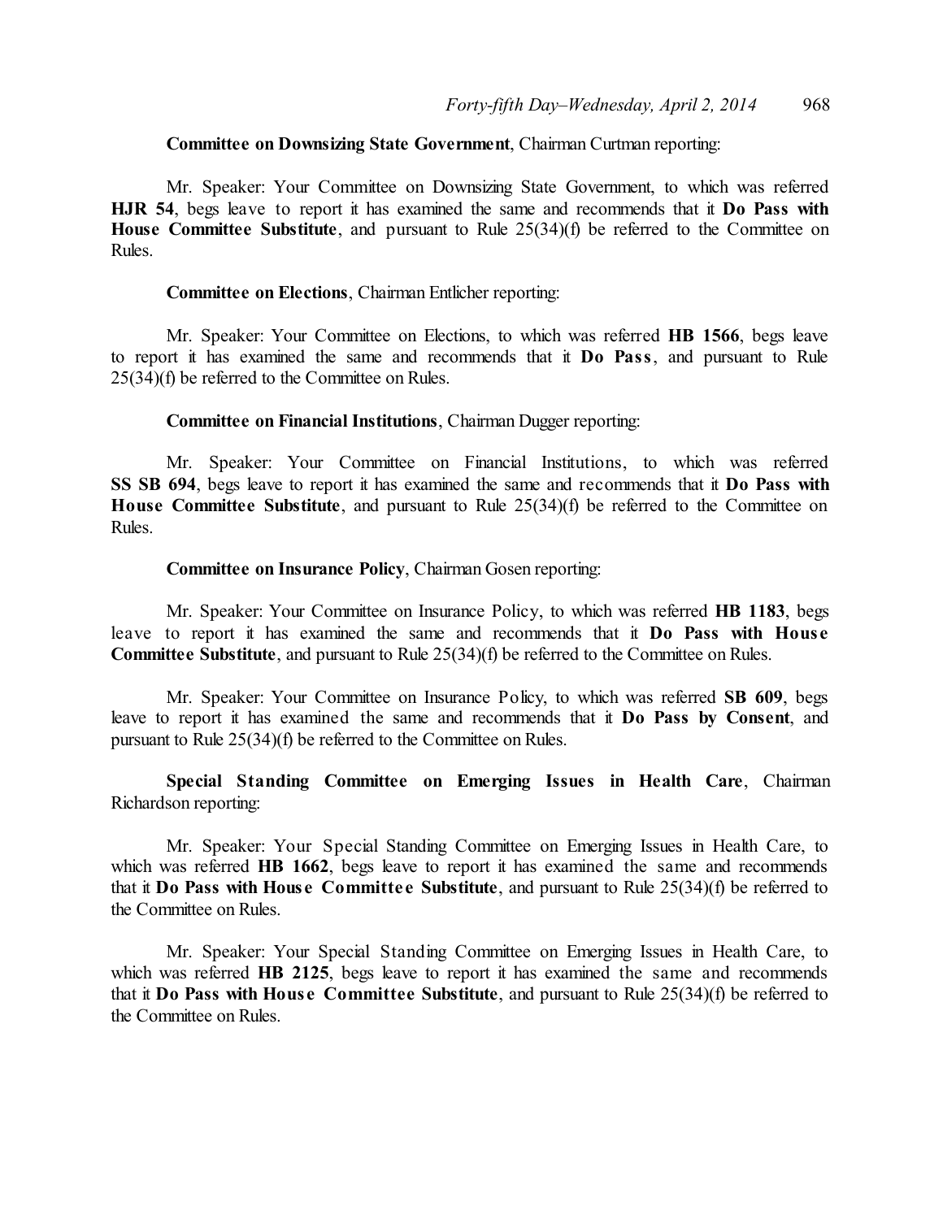**Committee on Downsizing State Government**, Chairman Curtman reporting:

Mr. Speaker: Your Committee on Downsizing State Government, to which was referred **HJR 54**, begs leave to report it has examined the same and recommends that it **Do Pass with House Committee Substitute**, and pursuant to Rule 25(34)(f) be referred to the Committee on Rules.

**Committee on Elections**, Chairman Entlicher reporting:

Mr. Speaker: Your Committee on Elections, to which was referred **HB 1566**, begs leave to report it has examined the same and recommends that it **Do Pass**, and pursuant to Rule 25(34)(f) be referred to the Committee on Rules.

**Committee on Financial Institutions**, Chairman Dugger reporting:

Mr. Speaker: Your Committee on Financial Institutions, to which was referred **SS SB 694**, begs leave to report it has examined the same and recommends that it **Do Pass with House Committee Substitute**, and pursuant to Rule 25(34)(f) be referred to the Committee on Rules.

**Committee on Insurance Policy**, Chairman Gosen reporting:

Mr. Speaker: Your Committee on Insurance Policy, to which was referred **HB 1183**, begs leave to report it has examined the same and recommends that it **Do Pass with House Committee Substitute**, and pursuant to Rule 25(34)(f) be referred to the Committee on Rules.

Mr. Speaker: Your Committee on Insurance Policy, to which was referred **SB 609**, begs leave to report it has examined the same and recommends that it **Do Pass by Consent**, and pursuant to Rule 25(34)(f) be referred to the Committee on Rules.

**Special Standing Committee on Emerging Issues in Health Care**, Chairman Richardson reporting:

Mr. Speaker: Your Special Standing Committee on Emerging Issues in Health Care, to which was referred **HB 1662**, begs leave to report it has examined the same and recommends that it **Do Pass with House Committee Substitute**, and pursuant to Rule 25(34)(f) be referred to the Committee on Rules.

Mr. Speaker: Your Special Standing Committee on Emerging Issues in Health Care, to which was referred **HB 2125**, begs leave to report it has examined the same and recommends that it **Do Pass with House Committee Substitute**, and pursuant to Rule 25(34)(f) be referred to the Committee on Rules.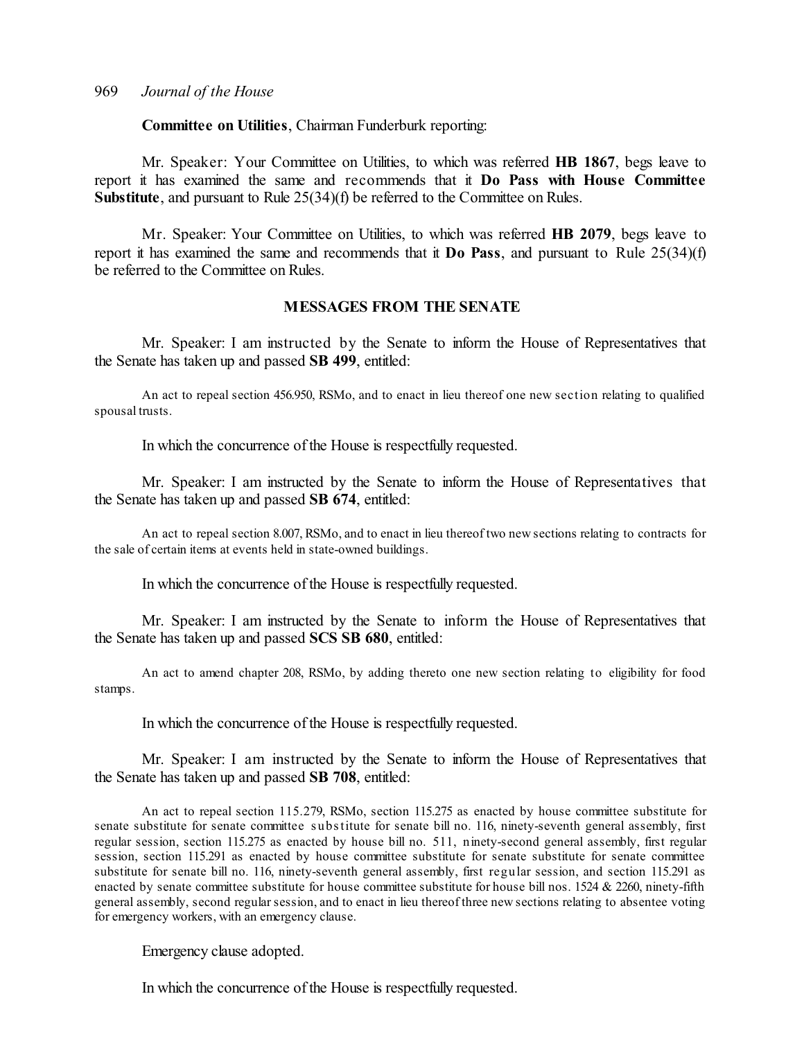**Committee on Utilities**, Chairman Funderburk reporting:

Mr. Speaker: Your Committee on Utilities, to which was referred **HB 1867**, begs leave to report it has examined the same and recommends that it **Do Pass with House Committee Substitute**, and pursuant to Rule 25(34)(f) be referred to the Committee on Rules.

Mr. Speaker: Your Committee on Utilities, to which was referred **HB 2079**, begs leave to report it has examined the same and recommends that it **Do Pass**, and pursuant to Rule 25(34)(f) be referred to the Committee on Rules.

## MESSAGES FROM THE SENATE

Mr. Speaker: I am instructed by the Senate to inform the House of Representatives that the Senate has taken up and passed **SB 499**, entitled:

An act to repeal section 456.950, RSMo, and to enact in lieu thereof one new section relating to qualified spousal trusts.

In which the concurrence of the House is respectfully requested.

Mr. Speaker: I am instructed by the Senate to inform the House of Representatives that the Senate has taken up and passed **SB 674**, entitled:

An act to repeal section 8.007, RSMo, and to enact in lieu thereof two new sections relating to contracts for the sale of certain items at events held in state-owned buildings.

In which the concurrence of the House is respectfully requested.

Mr. Speaker: I am instructed by the Senate to inform the House of Representatives that the Senate has taken up and passed **SCS SB 680**, entitled:

An act to amend chapter 208, RSMo, by adding thereto one new section relating to eligibility for food stamps.

In which the concurrence of the House is respectfully requested.

Mr. Speaker: I am instructed by the Senate to inform the House of Representatives that the Senate has taken up and passed **SB 708**, entitled:

An act to repeal section 115.279, RSMo, section 115.275 as enacted by house committee substitute for senate substitute for senate committee substitute for senate bill no. 116, ninety-seventh general assembly, first regular session, section 115.275 as enacted by house bill no. 511, ninety-second general assembly, first regular session, section 115.291 as enacted by house committee substitute for senate substitute for senate committee substitute for senate bill no. 116, ninety-seventh general assembly, first regular session, and section 115.291 as enacted by senate committee substitute for house committee substitute for house bill nos. 1524 & 2260, ninety-fifth general assembly, second regular session, and to enact in lieu thereof three new sections relating to absentee voting for emergency workers, with an emergency clause.

Emergency clause adopted.

In which the concurrence of the House is respectfully requested.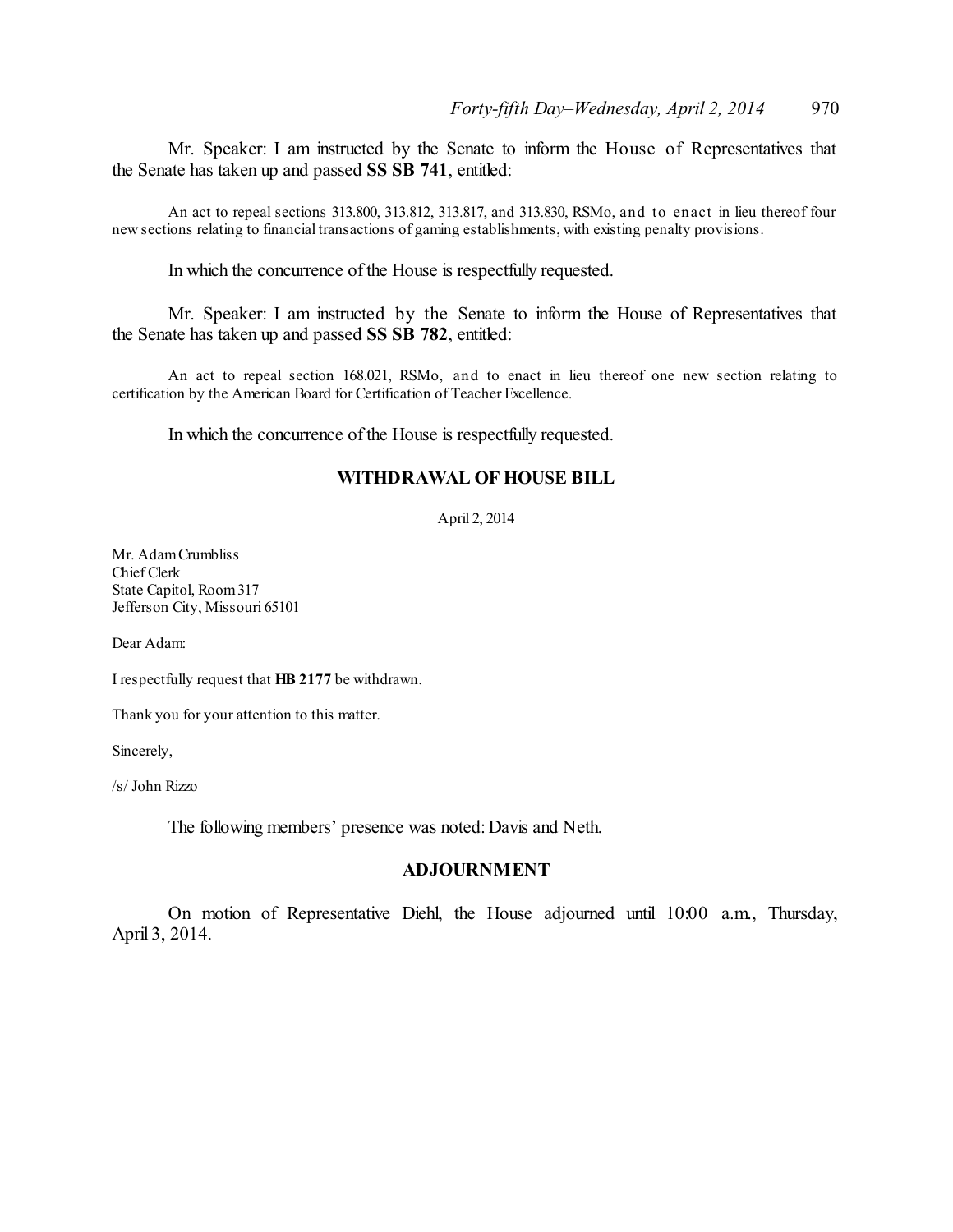Mr. Speaker: I am instructed by the Senate to inform the House of Representatives that the Senate has taken up and passed **SS SB 741**, entitled:

An act to repeal sections 313.800, 313.812, 313.817, and 313.830, RSMo, and to enact in lieu thereof four new sections relating to financial transactions of gaming establishments, with existing penalty provisions.

In which the concurrence of the House is respectfully requested.

Mr. Speaker: I am instructed by the Senate to inform the House of Representatives that the Senate has taken up and passed **SS SB 782**, entitled:

An act to repeal section 168.021, RSMo, and to enact in lieu thereof one new section relating to certification by the American Board for Certification of Teacher Excellence.

In which the concurrence of the House is respectfully requested.

## WITHDRAWAL OF HOUSE BILL

April 2, 2014

Mr. Adam Crumbliss
Chief Clerk
State Capitol, Room 317
Jefferson City, Missouri 65101

Dear Adam:

I respectfully request that **HB 2177** be withdrawn.

Thank you for your attention to this matter.

Sincerely,

/s/ John Rizzo

The following members' presence was noted: Davis and Neth.

## ADJOURNMENT

On motion of Representative Diehl, the House adjourned until 10:00 a.m., Thursday, April 3, 2014.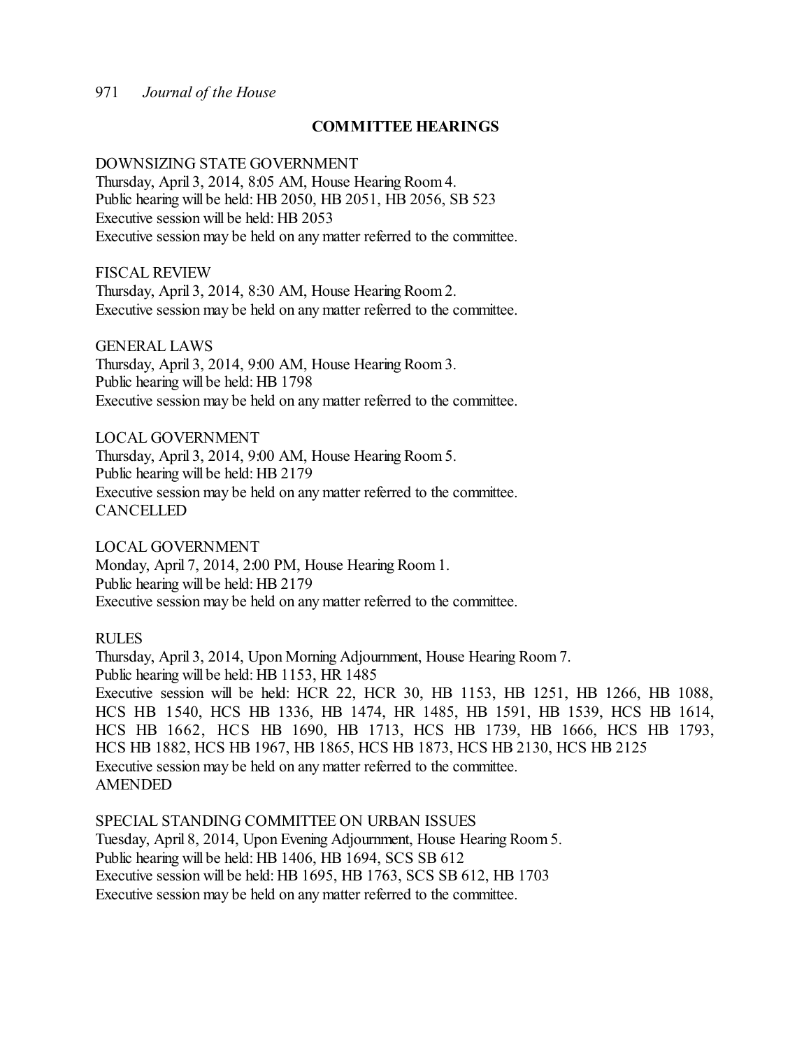## COMMITTEE HEARINGS

DOWNSIZING STATE GOVERNMENT
Thursday, April 3, 2014, 8:05 AM, House Hearing Room 4.
Public hearing will be held: HB 2050, HB 2051, HB 2056, SB 523
Executive session will be held: HB 2053
Executive session may be held on any matter referred to the committee.

FISCAL REVIEW
Thursday, April 3, 2014, 8:30 AM, House Hearing Room 2.
Executive session may be held on any matter referred to the committee.

GENERAL LAWS
Thursday, April 3, 2014, 9:00 AM, House Hearing Room 3.
Public hearing will be held: HB 1798
Executive session may be held on any matter referred to the committee.

LOCAL GOVERNMENT
Thursday, April 3, 2014, 9:00 AM, House Hearing Room 5.
Public hearing will be held: HB 2179
Executive session may be held on any matter referred to the committee.
CANCELLED

LOCAL GOVERNMENT
Monday, April 7, 2014, 2:00 PM, House Hearing Room 1.
Public hearing will be held: HB 2179
Executive session may be held on any matter referred to the committee.

RULES
Thursday, April 3, 2014, Upon Morning Adjournment, House Hearing Room 7.
Public hearing will be held: HB 1153, HR 1485
Executive session will be held: HCR 22, HCR 30, HB 1153, HB 1251, HB 1266, HB 1088, HCS HB 1540, HCS HB 1336, HB 1474, HR 1485, HB 1591, HB 1539, HCS HB 1614, HCS HB 1662, HCS HB 1690, HB 1713, HCS HB 1739, HB 1666, HCS HB 1793, HCS HB 1882, HCS HB 1967, HB 1865, HCS HB 1873, HCS HB 2130, HCS HB 2125
Executive session may be held on any matter referred to the committee.
AMENDED

SPECIAL STANDING COMMITTEE ON URBAN ISSUES
Tuesday, April 8, 2014, Upon Evening Adjournment, House Hearing Room 5.
Public hearing will be held: HB 1406, HB 1694, SCS SB 612
Executive session will be held: HB 1695, HB 1763, SCS SB 612, HB 1703
Executive session may be held on any matter referred to the committee.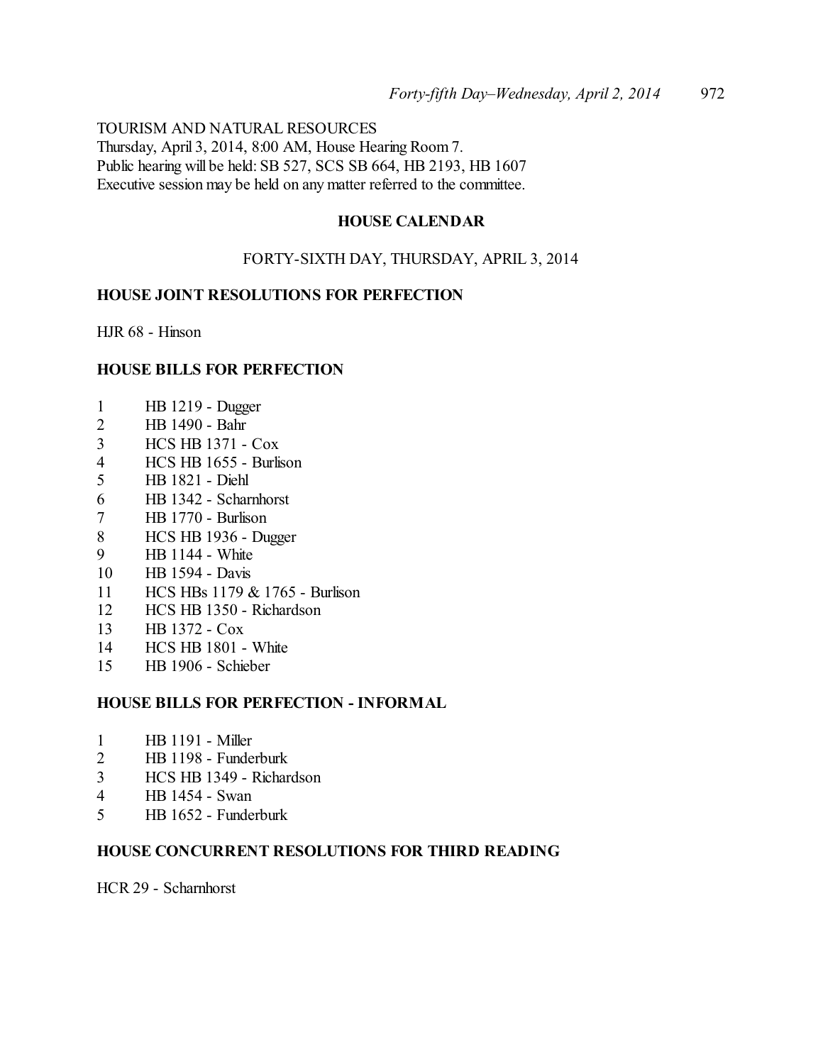TOURISM AND NATURAL RESOURCES
Thursday, April 3, 2014, 8:00 AM, House Hearing Room 7.
Public hearing will be held: SB 527, SCS SB 664, HB 2193, HB 1607
Executive session may be held on any matter referred to the committee.

## HOUSE CALENDAR

### FORTY-SIXTH DAY, THURSDAY, APRIL 3, 2014

**HOUSE JOINT RESOLUTIONS FOR PERFECTION**

HJR 68 - Hinson

**HOUSE BILLS FOR PERFECTION**

1 HB 1219 - Dugger
2 HB 1490 - Bahr
3 HCS HB 1371 - Cox
4 HCS HB 1655 - Burlison
5 HB 1821 - Diehl
6 HB 1342 - Scharnhorst
7 HB 1770 - Burlison
8 HCS HB 1936 - Dugger
9 HB 1144 - White
10 HB 1594 - Davis
11 HCS HBs 1179 & 1765 - Burlison
12 HCS HB 1350 - Richardson
13 HB 1372 - Cox
14 HCS HB 1801 - White
15 HB 1906 - Schieber

**HOUSE BILLS FOR PERFECTION - INFORMAL**

1 HB 1191 - Miller
2 HB 1198 - Funderburk
3 HCS HB 1349 - Richardson
4 HB 1454 - Swan
5 HB 1652 - Funderburk

**HOUSE CONCURRENT RESOLUTIONS FOR THIRD READING**

HCR 29 - Scharnhorst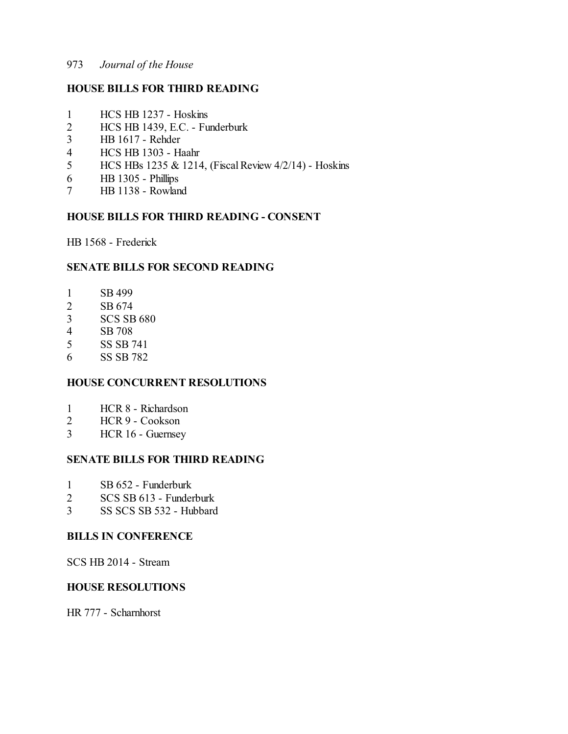## HOUSE BILLS FOR THIRD READING

1 HCS HB 1237 - Hoskins
2 HCS HB 1439, E.C. - Funderburk
3 HB 1617 - Rehder
4 HCS HB 1303 - Haahr
5 HCS HBs 1235 & 1214, (Fiscal Review 4/2/14) - Hoskins
6 HB 1305 - Phillips
7 HB 1138 - Rowland

## HOUSE BILLS FOR THIRD READING - CONSENT

HB 1568 - Frederick

## SENATE BILLS FOR SECOND READING

1 SB 499
2 SB 674
3 SCS SB 680
4 SB 708
5 SS SB 741
6 SS SB 782

## HOUSE CONCURRENT RESOLUTIONS

1 HCR 8 - Richardson
2 HCR 9 - Cookson
3 HCR 16 - Guernsey

## SENATE BILLS FOR THIRD READING

1 SB 652 - Funderburk
2 SCS SB 613 - Funderburk
3 SS SCS SB 532 - Hubbard

## BILLS IN CONFERENCE

SCS HB 2014 - Stream

## HOUSE RESOLUTIONS

HR 777 - Scharnhorst